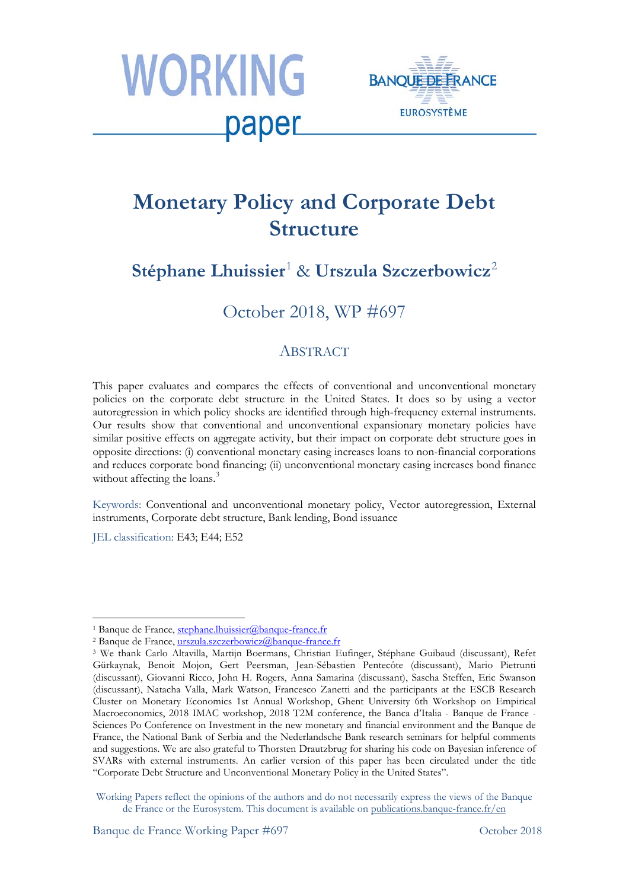# Monetary Policy and Corporate Debt Structure

## Stéphane Lhuissier[1] & Urszula Szczerbowicz[2]

October 2018, WP #697

## ABSTRACT

This paper evaluates and compares the effects of conventional and unconventional monetary policies on the corporate debt structure in the United States. It does so by using a vector autoregression in which policy shocks are identified through high-frequency external instruments. Our results show that conventional and unconventional expansionary monetary policies have similar positive effects on aggregate activity, but their impact on corporate debt structure goes in opposite directions: (i) conventional monetary easing increases loans to non-financial corporations and reduces corporate bond financing; (ii) unconventional monetary easing increases bond finance without affecting the loans.[3]

Keywords: Conventional and unconventional monetary policy, Vector autoregression, External instruments, Corporate debt structure, Bank lending, Bond issuance

JEL classification: E43; E44; E52

---

[1] Banque de France, stephane.lhuissier@banque-france.fr

[2] Banque de France, urszula.szczerbowicz@banque-france.fr

[3] We thank Carlo Altavilla, Martijn Boermans, Christian Eufinger, Stéphane Guibaud (discussant), Refet Gürkaynak, Benoit Mojon, Gert Peersman, Jean-Sébastien Pentecôte (discussant), Mario Pietrunti (discussant), Giovanni Ricco, John H. Rogers, Anna Samarina (discussant), Sascha Steffen, Eric Swanson (discussant), Natacha Valla, Mark Watson, Francesco Zanetti and the participants at the ESCB Research Cluster on Monetary Economics 1st Annual Workshop, Ghent University 6th Workshop on Empirical Macroeconomics, 2018 IMAC workshop, 2018 T2M conference, the Banca d'Italia - Banque de France - Sciences Po Conference on Investment in the new monetary and financial environment and the Banque de France, the National Bank of Serbia and the Nederlandsche Bank research seminars for helpful comments and suggestions. We are also grateful to Thorsten Drautzbrug for sharing his code on Bayesian inference of SVARs with external instruments. An earlier version of this paper has been circulated under the title "Corporate Debt Structure and Unconventional Monetary Policy in the United States".

Working Papers reflect the opinions of the authors and do not necessarily express the views of the Banque de France or the Eurosystem. This document is available on publications.banque-france.fr/en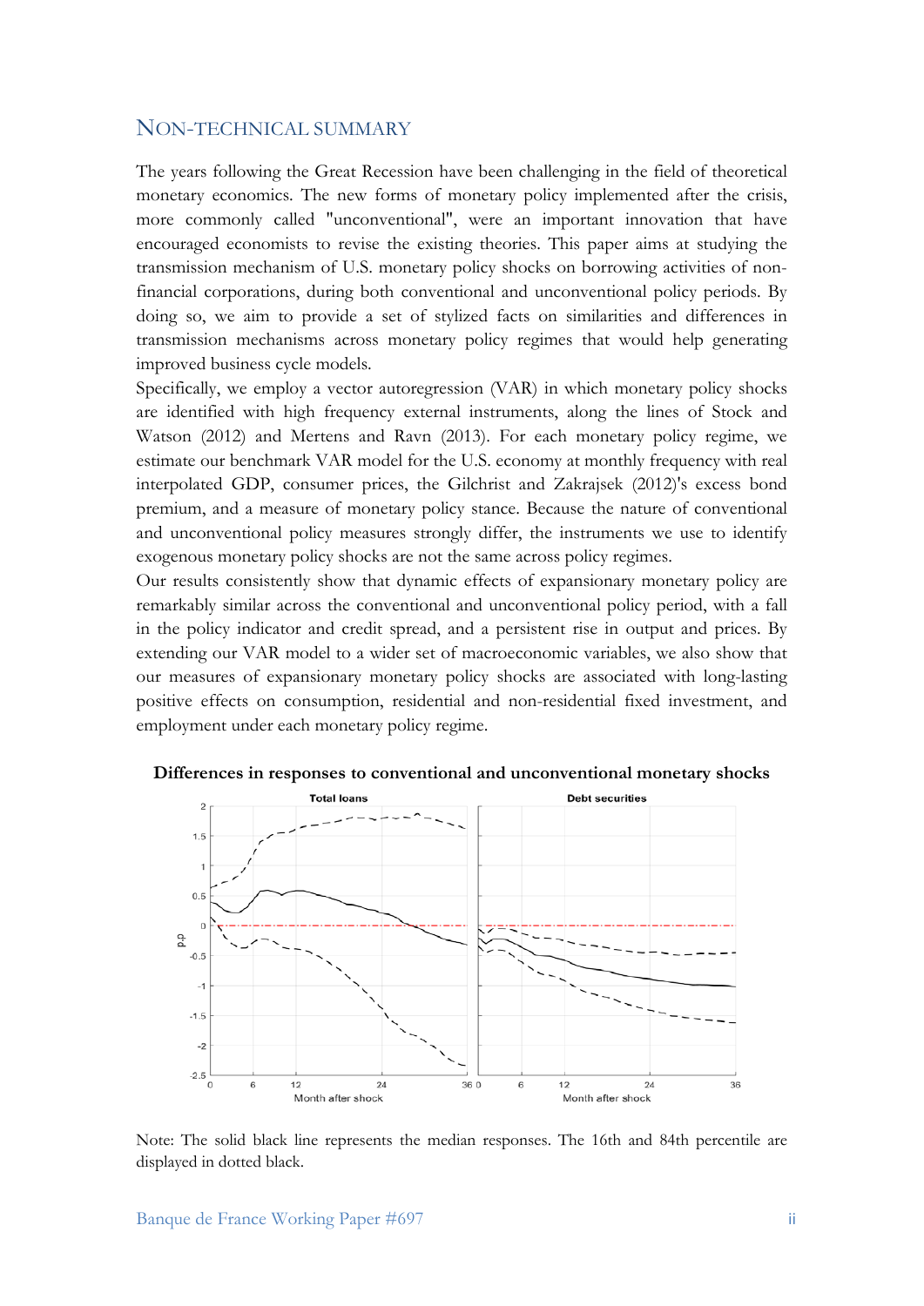## NON-TECHNICAL SUMMARY

The years following the Great Recession have been challenging in the field of theoretical monetary economics. The new forms of monetary policy implemented after the crisis, more commonly called "unconventional", were an important innovation that have encouraged economists to revise the existing theories. This paper aims at studying the transmission mechanism of U.S. monetary policy shocks on borrowing activities of non-financial corporations, during both conventional and unconventional policy periods. By doing so, we aim to provide a set of stylized facts on similarities and differences in transmission mechanisms across monetary policy regimes that would help generating improved business cycle models.

Specifically, we employ a vector autoregression (VAR) in which monetary policy shocks are identified with high frequency external instruments, along the lines of Stock and Watson (2012) and Mertens and Ravn (2013). For each monetary policy regime, we estimate our benchmark VAR model for the U.S. economy at monthly frequency with real interpolated GDP, consumer prices, the Gilchrist and Zakrajsek (2012)'s excess bond premium, and a measure of monetary policy stance. Because the nature of conventional and unconventional policy measures strongly differ, the instruments we use to identify exogenous monetary policy shocks are not the same across policy regimes.

Our results consistently show that dynamic effects of expansionary monetary policy are remarkably similar across the conventional and unconventional policy period, with a fall in the policy indicator and credit spread, and a persistent rise in output and prices. By extending our VAR model to a wider set of macroeconomic variables, we also show that our measures of expansionary monetary policy shocks are associated with long-lasting positive effects on consumption, residential and non-residential fixed investment, and employment under each monetary policy regime.

**Differences in responses to conventional and unconventional monetary shocks**

Note: The solid black line represents the median responses. The 16th and 84th percentile are displayed in dotted black.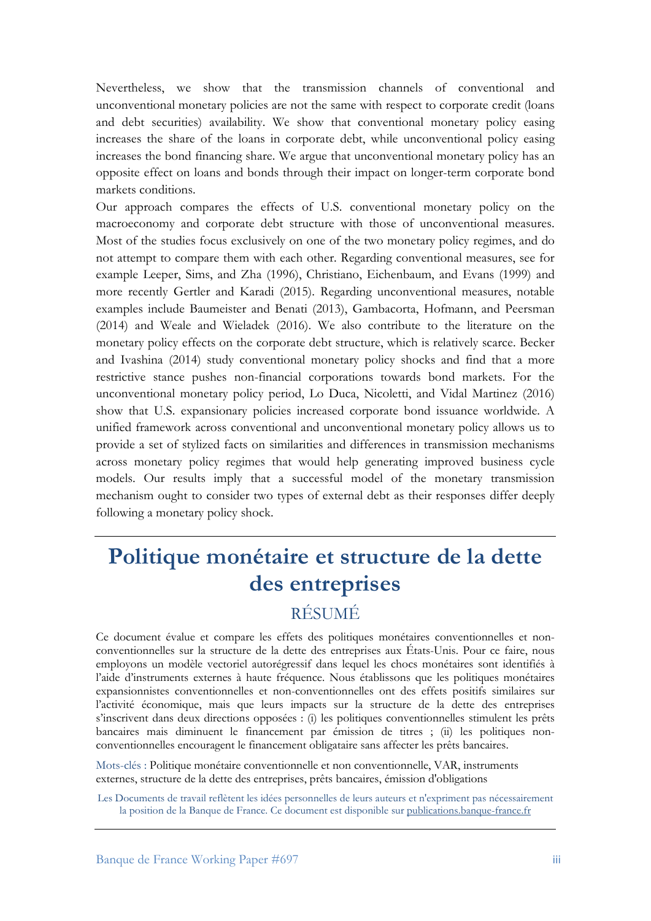Nevertheless, we show that the transmission channels of conventional and unconventional monetary policies are not the same with respect to corporate credit (loans and debt securities) availability. We show that conventional monetary policy easing increases the share of the loans in corporate debt, while unconventional policy easing increases the bond financing share. We argue that unconventional monetary policy has an opposite effect on loans and bonds through their impact on longer-term corporate bond markets conditions.

Our approach compares the effects of U.S. conventional monetary policy on the macroeconomy and corporate debt structure with those of unconventional measures. Most of the studies focus exclusively on one of the two monetary policy regimes, and do not attempt to compare them with each other. Regarding conventional measures, see for example Leeper, Sims, and Zha (1996), Christiano, Eichenbaum, and Evans (1999) and more recently Gertler and Karadi (2015). Regarding unconventional measures, notable examples include Baumeister and Benati (2013), Gambacorta, Hofmann, and Peersman (2014) and Weale and Wieladek (2016). We also contribute to the literature on the monetary policy effects on the corporate debt structure, which is relatively scarce. Becker and Ivashina (2014) study conventional monetary policy shocks and find that a more restrictive stance pushes non-financial corporations towards bond markets. For the unconventional monetary policy period, Lo Duca, Nicoletti, and Vidal Martinez (2016) show that U.S. expansionary policies increased corporate bond issuance worldwide. A unified framework across conventional and unconventional monetary policy allows us to provide a set of stylized facts on similarities and differences in transmission mechanisms across monetary policy regimes that would help generating improved business cycle models. Our results imply that a successful model of the monetary transmission mechanism ought to consider two types of external debt as their responses differ deeply following a monetary policy shock.

# Politique monétaire et structure de la dette des entreprises

## RÉSUMÉ

Ce document évalue et compare les effets des politiques monétaires conventionnelles et non-conventionnelles sur la structure de la dette des entreprises aux États-Unis. Pour ce faire, nous employons un modèle vectoriel autorégressif dans lequel les chocs monétaires sont identifiés à l'aide d'instruments externes à haute fréquence. Nous établissons que les politiques monétaires expansionnistes conventionnelles et non-conventionnelles ont des effets positifs similaires sur l'activité économique, mais que leurs impacts sur la structure de la dette des entreprises s'inscrivent dans deux directions opposées : (i) les politiques conventionnelles stimulent les prêts bancaires mais diminuent le financement par émission de titres ; (ii) les politiques non-conventionnelles encouragent le financement obligataire sans affecter les prêts bancaires.

Mots-clés : Politique monétaire conventionnelle et non conventionnelle, VAR, instruments externes, structure de la dette des entreprises, prêts bancaires, émission d'obligations

Les Documents de travail reflètent les idées personnelles de leurs auteurs et n'expriment pas nécessairement la position de la Banque de France. Ce document est disponible sur publications.banque-france.fr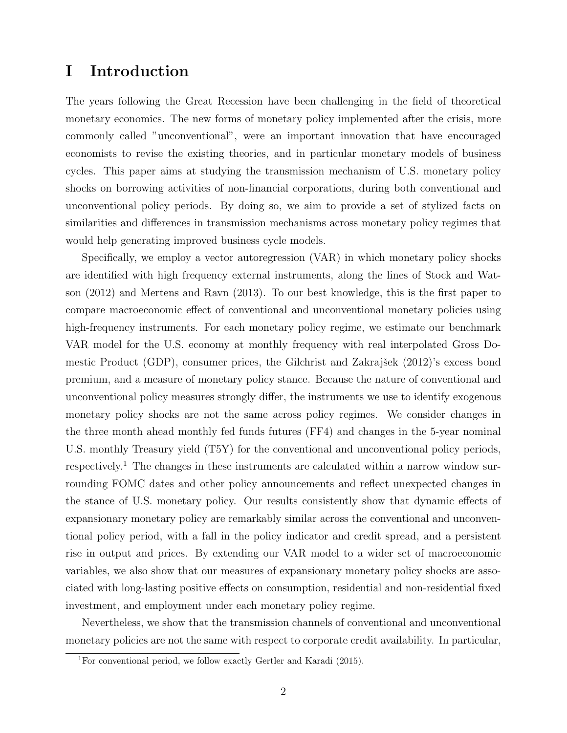# I Introduction

The years following the Great Recession have been challenging in the field of theoretical monetary economics. The new forms of monetary policy implemented after the crisis, more commonly called "unconventional", were an important innovation that have encouraged economists to revise the existing theories, and in particular monetary models of business cycles. This paper aims at studying the transmission mechanism of U.S. monetary policy shocks on borrowing activities of non-financial corporations, during both conventional and unconventional policy periods. By doing so, we aim to provide a set of stylized facts on similarities and differences in transmission mechanisms across monetary policy regimes that would help generating improved business cycle models.

Specifically, we employ a vector autoregression (VAR) in which monetary policy shocks are identified with high frequency external instruments, along the lines of Stock and Watson (2012) and Mertens and Ravn (2013). To our best knowledge, this is the first paper to compare macroeconomic effect of conventional and unconventional monetary policies using high-frequency instruments. For each monetary policy regime, we estimate our benchmark VAR model for the U.S. economy at monthly frequency with real interpolated Gross Domestic Product (GDP), consumer prices, the Gilchrist and Zakrajšek (2012)'s excess bond premium, and a measure of monetary policy stance. Because the nature of conventional and unconventional policy measures strongly differ, the instruments we use to identify exogenous monetary policy shocks are not the same across policy regimes. We consider changes in the three month ahead monthly fed funds futures (FF4) and changes in the 5-year nominal U.S. monthly Treasury yield (T5Y) for the conventional and unconventional policy periods, respectively.[1] The changes in these instruments are calculated within a narrow window surrounding FOMC dates and other policy announcements and reflect unexpected changes in the stance of U.S. monetary policy. Our results consistently show that dynamic effects of expansionary monetary policy are remarkably similar across the conventional and unconventional policy period, with a fall in the policy indicator and credit spread, and a persistent rise in output and prices. By extending our VAR model to a wider set of macroeconomic variables, we also show that our measures of expansionary monetary policy shocks are associated with long-lasting positive effects on consumption, residential and non-residential fixed investment, and employment under each monetary policy regime.

Nevertheless, we show that the transmission channels of conventional and unconventional monetary policies are not the same with respect to corporate credit availability. In particular,

[1] For conventional period, we follow exactly Gertler and Karadi (2015).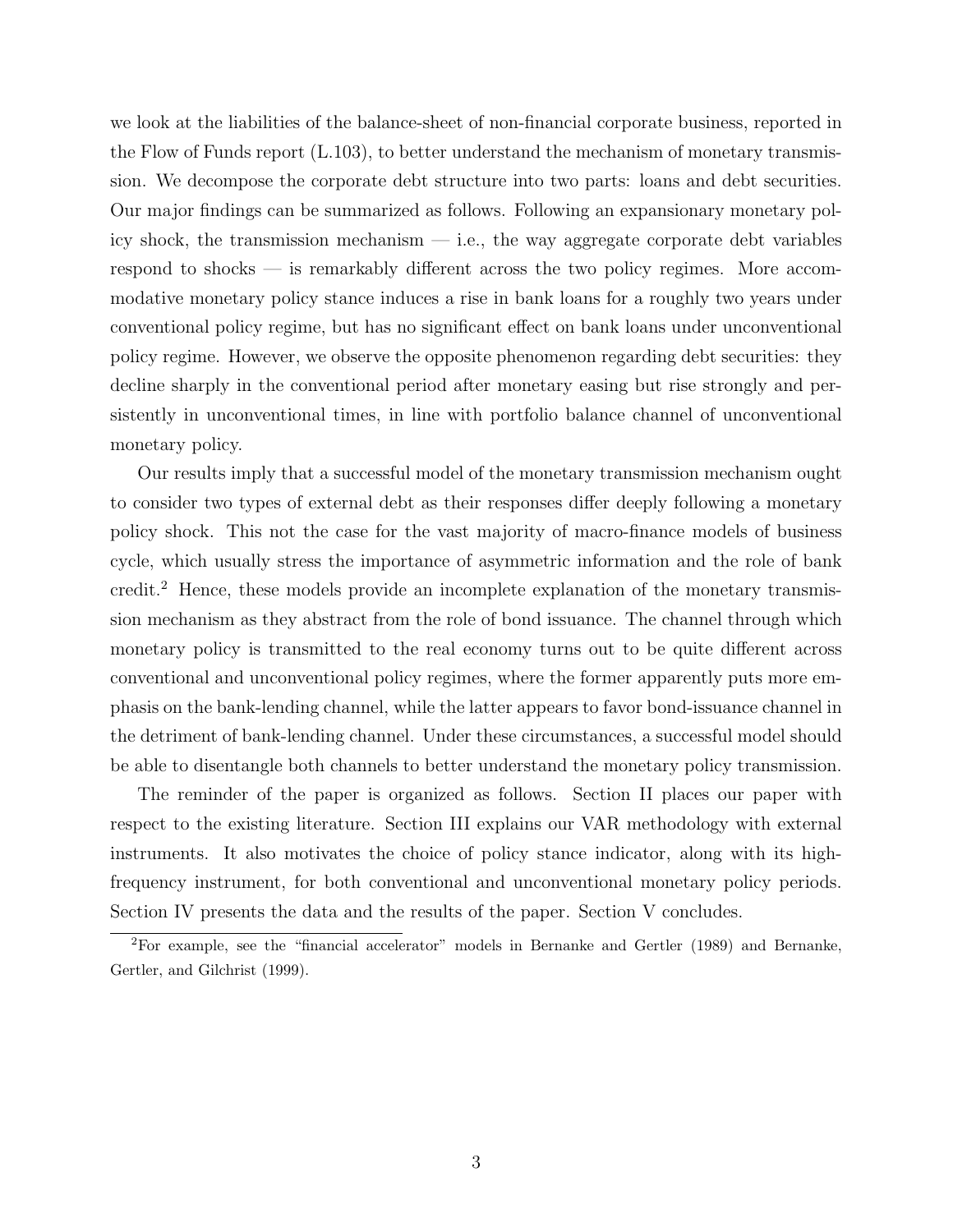we look at the liabilities of the balance-sheet of non-financial corporate business, reported in the Flow of Funds report (L.103), to better understand the mechanism of monetary transmission. We decompose the corporate debt structure into two parts: loans and debt securities. Our major findings can be summarized as follows. Following an expansionary monetary policy shock, the transmission mechanism — i.e., the way aggregate corporate debt variables respond to shocks — is remarkably different across the two policy regimes. More accommodative monetary policy stance induces a rise in bank loans for a roughly two years under conventional policy regime, but has no significant effect on bank loans under unconventional policy regime. However, we observe the opposite phenomenon regarding debt securities: they decline sharply in the conventional period after monetary easing but rise strongly and persistently in unconventional times, in line with portfolio balance channel of unconventional monetary policy.

Our results imply that a successful model of the monetary transmission mechanism ought to consider two types of external debt as their responses differ deeply following a monetary policy shock. This not the case for the vast majority of macro-finance models of business cycle, which usually stress the importance of asymmetric information and the role of bank credit.[2] Hence, these models provide an incomplete explanation of the monetary transmission mechanism as they abstract from the role of bond issuance. The channel through which monetary policy is transmitted to the real economy turns out to be quite different across conventional and unconventional policy regimes, where the former apparently puts more emphasis on the bank-lending channel, while the latter appears to favor bond-issuance channel in the detriment of bank-lending channel. Under these circumstances, a successful model should be able to disentangle both channels to better understand the monetary policy transmission.

The reminder of the paper is organized as follows. Section II places our paper with respect to the existing literature. Section III explains our VAR methodology with external instruments. It also motivates the choice of policy stance indicator, along with its high-frequency instrument, for both conventional and unconventional monetary policy periods. Section IV presents the data and the results of the paper. Section V concludes.

[2]For example, see the "financial accelerator" models in Bernanke and Gertler (1989) and Bernanke, Gertler, and Gilchrist (1999).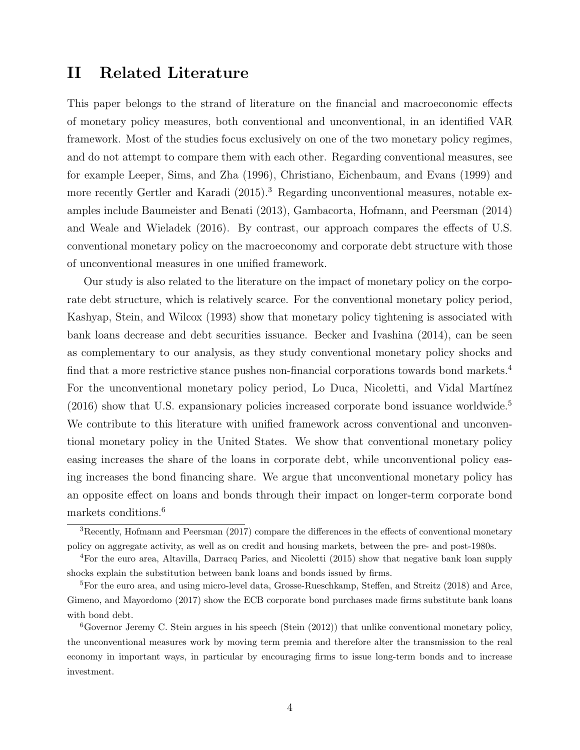## II Related Literature

This paper belongs to the strand of literature on the financial and macroeconomic effects of monetary policy measures, both conventional and unconventional, in an identified VAR framework. Most of the studies focus exclusively on one of the two monetary policy regimes, and do not attempt to compare them with each other. Regarding conventional measures, see for example Leeper, Sims, and Zha (1996), Christiano, Eichenbaum, and Evans (1999) and more recently Gertler and Karadi (2015).[3] Regarding unconventional measures, notable examples include Baumeister and Benati (2013), Gambacorta, Hofmann, and Peersman (2014) and Weale and Wieladek (2016). By contrast, our approach compares the effects of U.S. conventional monetary policy on the macroeconomy and corporate debt structure with those of unconventional measures in one unified framework.

Our study is also related to the literature on the impact of monetary policy on the corporate debt structure, which is relatively scarce. For the conventional monetary policy period, Kashyap, Stein, and Wilcox (1993) show that monetary policy tightening is associated with bank loans decrease and debt securities issuance. Becker and Ivashina (2014), can be seen as complementary to our analysis, as they study conventional monetary policy shocks and find that a more restrictive stance pushes non-financial corporations towards bond markets.[4] For the unconventional monetary policy period, Lo Duca, Nicoletti, and Vidal Martínez (2016) show that U.S. expansionary policies increased corporate bond issuance worldwide.[5] We contribute to this literature with unified framework across conventional and unconventional monetary policy in the United States. We show that conventional monetary policy easing increases the share of the loans in corporate debt, while unconventional policy easing increases the bond financing share. We argue that unconventional monetary policy has an opposite effect on loans and bonds through their impact on longer-term corporate bond markets conditions.[6]

[3] Recently, Hofmann and Peersman (2017) compare the differences in the effects of conventional monetary policy on aggregate activity, as well as on credit and housing markets, between the pre- and post-1980s.

[4] For the euro area, Altavilla, Darracq Paries, and Nicoletti (2015) show that negative bank loan supply shocks explain the substitution between bank loans and bonds issued by firms.

[5] For the euro area, and using micro-level data, Grosse-Rueschkamp, Steffen, and Streitz (2018) and Arce, Gimeno, and Mayordomo (2017) show the ECB corporate bond purchases made firms substitute bank loans with bond debt.

[6] Governor Jeremy C. Stein argues in his speech (Stein (2012)) that unlike conventional monetary policy, the unconventional measures work by moving term premia and therefore alter the transmission to the real economy in important ways, in particular by encouraging firms to issue long-term bonds and to increase investment.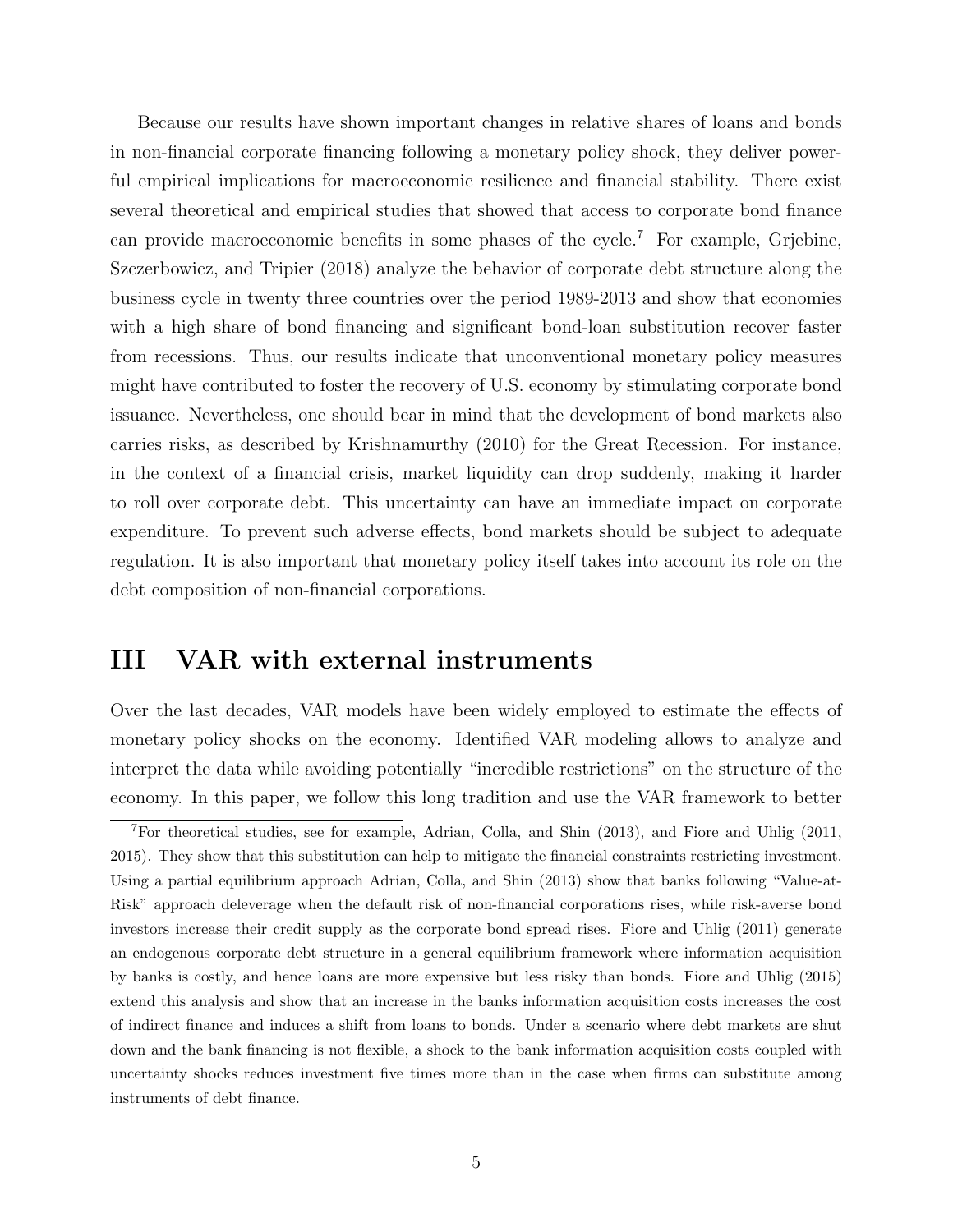Because our results have shown important changes in relative shares of loans and bonds in non-financial corporate financing following a monetary policy shock, they deliver powerful empirical implications for macroeconomic resilience and financial stability. There exist several theoretical and empirical studies that showed that access to corporate bond finance can provide macroeconomic benefits in some phases of the cycle.[7] For example, Grjebine, Szczerbowicz, and Tripier (2018) analyze the behavior of corporate debt structure along the business cycle in twenty three countries over the period 1989-2013 and show that economies with a high share of bond financing and significant bond-loan substitution recover faster from recessions. Thus, our results indicate that unconventional monetary policy measures might have contributed to foster the recovery of U.S. economy by stimulating corporate bond issuance. Nevertheless, one should bear in mind that the development of bond markets also carries risks, as described by Krishnamurthy (2010) for the Great Recession. For instance, in the context of a financial crisis, market liquidity can drop suddenly, making it harder to roll over corporate debt. This uncertainty can have an immediate impact on corporate expenditure. To prevent such adverse effects, bond markets should be subject to adequate regulation. It is also important that monetary policy itself takes into account its role on the debt composition of non-financial corporations.

# III VAR with external instruments

Over the last decades, VAR models have been widely employed to estimate the effects of monetary policy shocks on the economy. Identified VAR modeling allows to analyze and interpret the data while avoiding potentially "incredible restrictions" on the structure of the economy. In this paper, we follow this long tradition and use the VAR framework to better

[7] For theoretical studies, see for example, Adrian, Colla, and Shin (2013), and Fiore and Uhlig (2011, 2015). They show that this substitution can help to mitigate the financial constraints restricting investment. Using a partial equilibrium approach Adrian, Colla, and Shin (2013) show that banks following "Value-at-Risk" approach deleverage when the default risk of non-financial corporations rises, while risk-averse bond investors increase their credit supply as the corporate bond spread rises. Fiore and Uhlig (2011) generate an endogenous corporate debt structure in a general equilibrium framework where information acquisition by banks is costly, and hence loans are more expensive but less risky than bonds. Fiore and Uhlig (2015) extend this analysis and show that an increase in the banks information acquisition costs increases the cost of indirect finance and induces a shift from loans to bonds. Under a scenario where debt markets are shut down and the bank financing is not flexible, a shock to the bank information acquisition costs coupled with uncertainty shocks reduces investment five times more than in the case when firms can substitute among instruments of debt finance.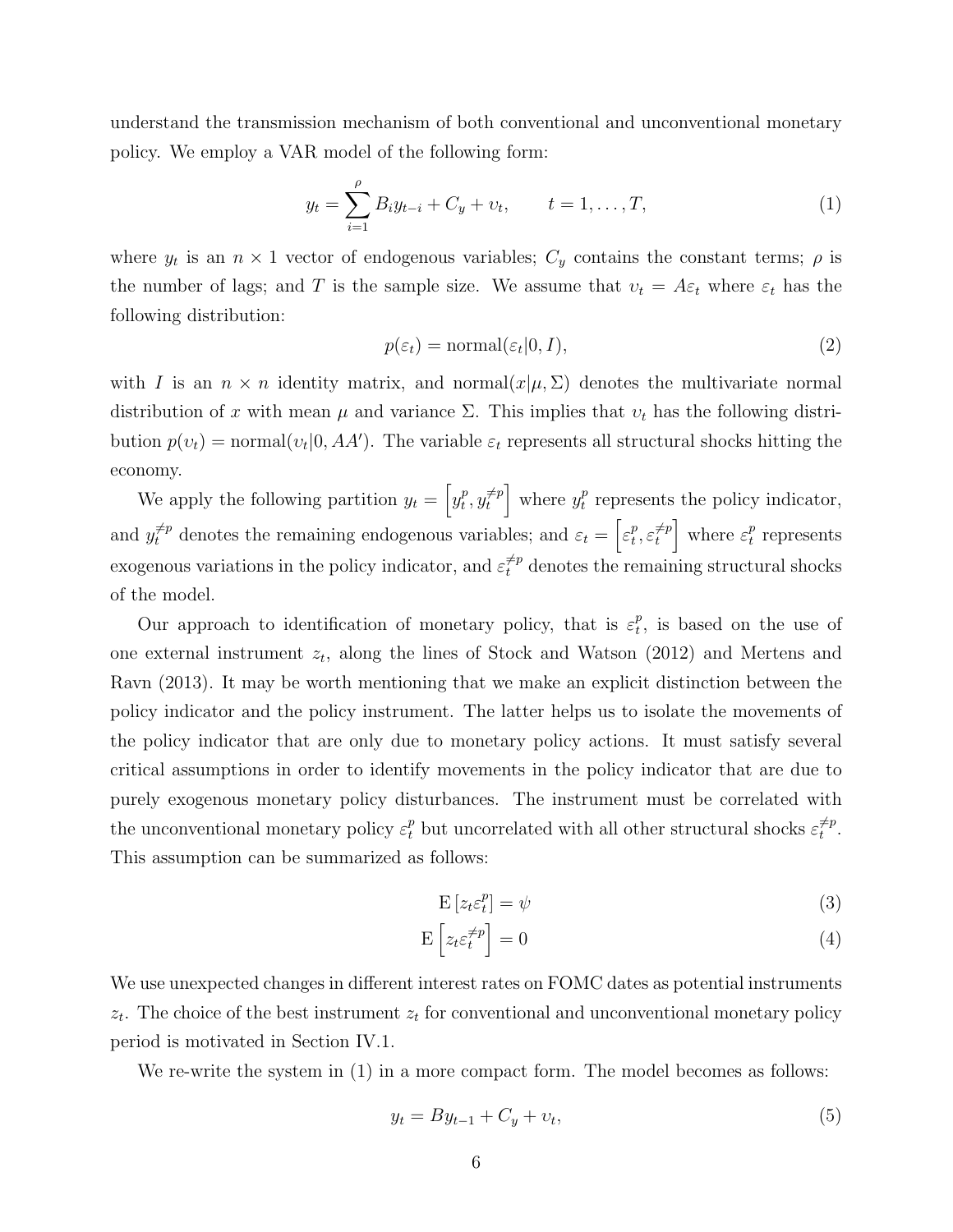understand the transmission mechanism of both conventional and unconventional monetary policy. We employ a VAR model of the following form:

$$y_t = \sum_{i=1}^{\rho} B_i y_{t-i} + C_y + \upsilon_t, \qquad t = 1, \ldots, T, \tag{1}$$

where $y_t$ is an $n \times 1$ vector of endogenous variables; $C_y$ contains the constant terms; $\rho$ is the number of lags; and $T$ is the sample size. We assume that $\upsilon_t = A\varepsilon_t$ where $\varepsilon_t$ has the following distribution:

$$p(\varepsilon_t) = \text{normal}(\varepsilon_t | 0, I), \tag{2}$$

with $I$ is an $n \times n$ identity matrix, and $\text{normal}(x|\mu, \Sigma)$ denotes the multivariate normal distribution of $x$ with mean $\mu$ and variance $\Sigma$. This implies that $\upsilon_t$ has the following distribution $p(\upsilon_t) = \text{normal}(\upsilon_t | 0, AA')$. The variable $\varepsilon_t$ represents all structural shocks hitting the economy.

We apply the following partition $y_t = \left[y_t^p, y_t^{\neq p}\right]$ where $y_t^p$ represents the policy indicator, and $y_t^{\neq p}$ denotes the remaining endogenous variables; and $\varepsilon_t = \left[\varepsilon_t^p, \varepsilon_t^{\neq p}\right]$ where $\varepsilon_t^p$ represents exogenous variations in the policy indicator, and $\varepsilon_t^{\neq p}$ denotes the remaining structural shocks of the model.

Our approach to identification of monetary policy, that is $\varepsilon_t^p$, is based on the use of one external instrument $z_t$, along the lines of Stock and Watson (2012) and Mertens and Ravn (2013). It may be worth mentioning that we make an explicit distinction between the policy indicator and the policy instrument. The latter helps us to isolate the movements of the policy indicator that are only due to monetary policy actions. It must satisfy several critical assumptions in order to identify movements in the policy indicator that are due to purely exogenous monetary policy disturbances. The instrument must be correlated with the unconventional monetary policy $\varepsilon_t^p$ but uncorrelated with all other structural shocks $\varepsilon_t^{\neq p}$. This assumption can be summarized as follows:

$$\text{E}\left[z_t \varepsilon_t^p\right] = \psi \tag{3}$$

$$\text{E}\left[z_t \varepsilon_t^{\neq p}\right] = 0 \tag{4}$$

We use unexpected changes in different interest rates on FOMC dates as potential instruments $z_t$. The choice of the best instrument $z_t$ for conventional and unconventional monetary policy period is motivated in Section IV.1.

We re-write the system in (1) in a more compact form. The model becomes as follows:

$$y_t = By_{t-1} + C_y + \upsilon_t, \tag{5}$$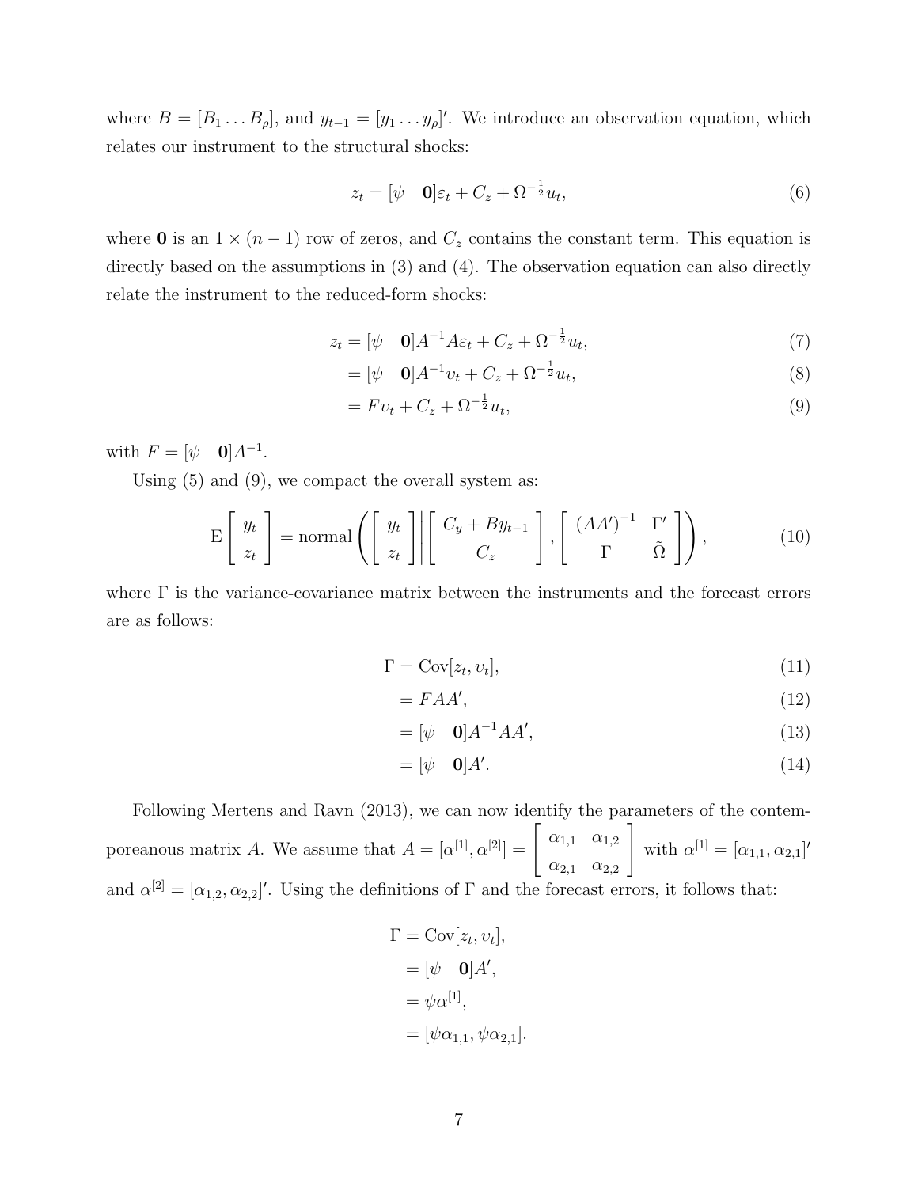where $B = [B_1 \dots B_\rho]$, and $y_{t-1} = [y_1 \dots y_\rho]'$. We introduce an observation equation, which relates our instrument to the structural shocks:

$$z_t = [\psi \quad \mathbf{0}]\varepsilon_t + C_z + \Omega^{-\frac{1}{2}} u_t, \tag{6}$$

where $\mathbf{0}$ is an $1 \times (n-1)$ row of zeros, and $C_z$ contains the constant term. This equation is directly based on the assumptions in (3) and (4). The observation equation can also directly relate the instrument to the reduced-form shocks:

$$
\begin{aligned}
z_t &= [\psi \quad \mathbf{0}]A^{-1}A\varepsilon_t + C_z + \Omega^{-\frac{1}{2}} u_t, && (7)\\
&= [\psi \quad \mathbf{0}]A^{-1}\upsilon_t + C_z + \Omega^{-\frac{1}{2}} u_t, && (8)\\
&= F\upsilon_t + C_z + \Omega^{-\frac{1}{2}} u_t, && (9)
\end{aligned}
$$

with $F = [\psi \quad \mathbf{0}]A^{-1}$.

Using (5) and (9), we compact the overall system as:

$$\mathrm{E}\begin{bmatrix} y_t \\ z_t \end{bmatrix} = \text{normal}\left( \begin{bmatrix} y_t \\ z_t \end{bmatrix} \middle| \begin{bmatrix} C_y + By_{t-1} \\ C_z \end{bmatrix}, \begin{bmatrix} (AA')^{-1} & \Gamma' \\ \Gamma & \tilde{\Omega} \end{bmatrix} \right), \tag{10}$$

where $\Gamma$ is the variance-covariance matrix between the instruments and the forecast errors are as follows:

$$
\begin{aligned}
\Gamma &= \mathrm{Cov}[z_t, \upsilon_t], && (11)\\
&= FAA', && (12)\\
&= [\psi \quad \mathbf{0}]A^{-1}AA', && (13)\\
&= [\psi \quad \mathbf{0}]A'. && (14)
\end{aligned}
$$

Following Mertens and Ravn (2013), we can now identify the parameters of the contemporaneous matrix $A$. We assume that $A = [\alpha^{[1]}, \alpha^{[2]}] = \begin{bmatrix} \alpha_{1,1} & \alpha_{1,2} \\ \alpha_{2,1} & \alpha_{2,2} \end{bmatrix}$ with $\alpha^{[1]} = [\alpha_{1,1}, \alpha_{2,1}]'$ and $\alpha^{[2]} = [\alpha_{1,2}, \alpha_{2,2}]'$. Using the definitions of $\Gamma$ and the forecast errors, it follows that:

$$
\begin{aligned}
\Gamma &= \mathrm{Cov}[z_t, \upsilon_t], \\
&= [\psi \quad \mathbf{0}]A', \\
&= \psi\alpha^{[1]}, \\
&= [\psi\alpha_{1,1}, \psi\alpha_{2,1}].
\end{aligned}
$$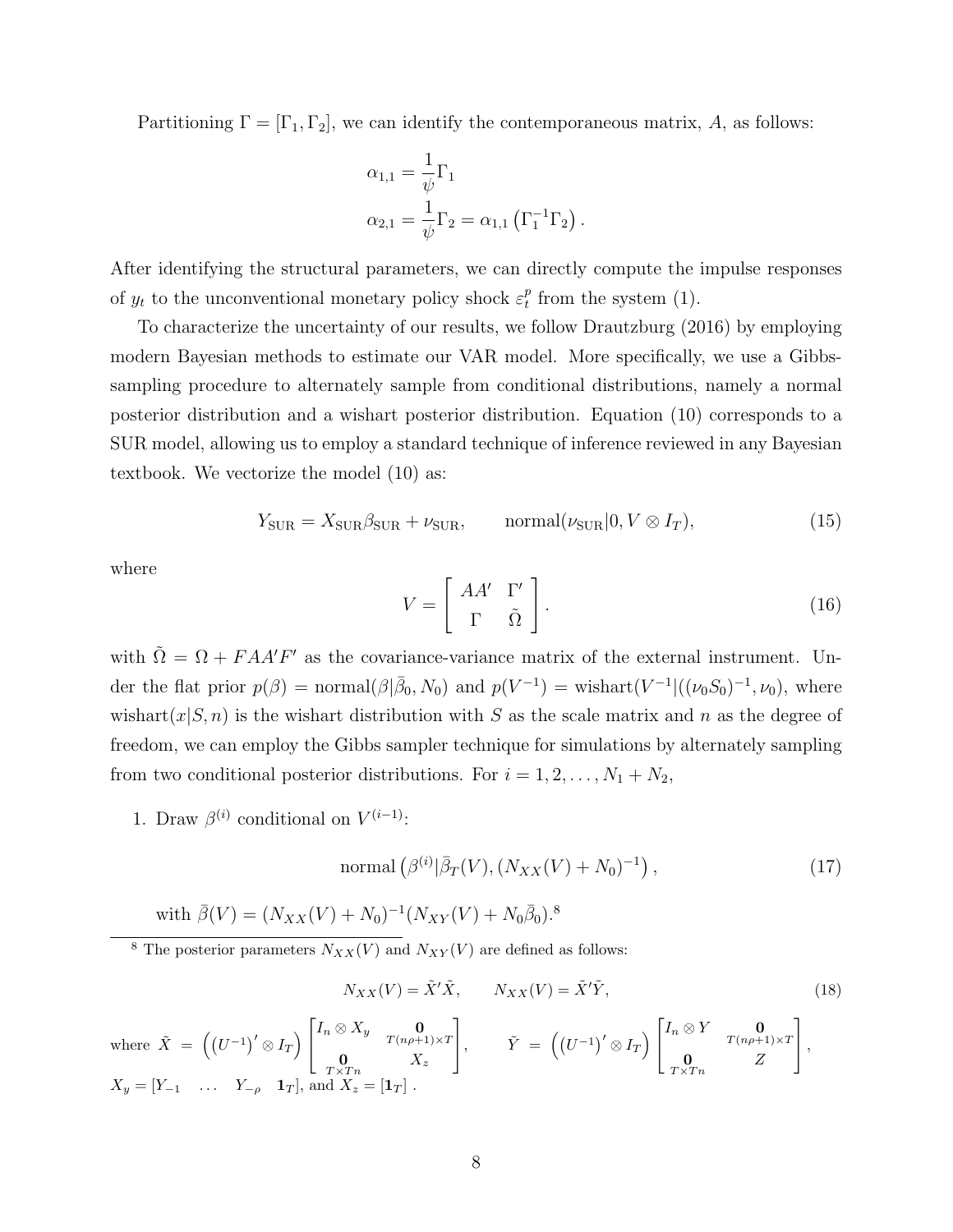Partitioning $\Gamma = [\Gamma_1, \Gamma_2]$, we can identify the contemporaneous matrix, $A$, as follows:

$$
\begin{aligned}
\alpha_{1,1} &= \frac{1}{\psi}\Gamma_1 \\
\alpha_{2,1} &= \frac{1}{\psi}\Gamma_2 = \alpha_{1,1}\left(\Gamma_1^{-1}\Gamma_2\right).
\end{aligned}
$$

After identifying the structural parameters, we can directly compute the impulse responses of $y_t$ to the unconventional monetary policy shock $\varepsilon_t^p$ from the system (1).

To characterize the uncertainty of our results, we follow Drautzburg (2016) by employing modern Bayesian methods to estimate our VAR model. More specifically, we use a Gibbs-sampling procedure to alternately sample from conditional distributions, namely a normal posterior distribution and a wishart posterior distribution. Equation (10) corresponds to a SUR model, allowing us to employ a standard technique of inference reviewed in any Bayesian textbook. We vectorize the model (10) as:

$$
Y_{\text{SUR}} = X_{\text{SUR}}\beta_{\text{SUR}} + \nu_{\text{SUR}}, \qquad \text{normal}(\nu_{\text{SUR}}|0, V \otimes I_T), \tag{15}
$$

where

$$
V = \begin{bmatrix} AA' & \Gamma' \\ \Gamma & \tilde{\Omega} \end{bmatrix}. \tag{16}
$$

with $\tilde{\Omega} = \Omega + FAA'F'$ as the covariance-variance matrix of the external instrument. Under the flat prior $p(\beta) = \text{normal}(\beta|\bar{\beta}_0, N_0)$ and $p(V^{-1}) = \text{wishart}(V^{-1}|((\nu_0 S_0)^{-1}, \nu_0)$, where $\text{wishart}(x|S, n)$ is the wishart distribution with $S$ as the scale matrix and $n$ as the degree of freedom, we can employ the Gibbs sampler technique for simulations by alternately sampling from two conditional posterior distributions. For $i = 1, 2, \ldots, N_1 + N_2$,

1. Draw $\beta^{(i)}$ conditional on $V^{(i-1)}$:

$$
\text{normal}\left(\beta^{(i)}|\bar{\beta}_T(V), (N_{XX}(V) + N_0)^{-1}\right), \tag{17}
$$

with $\bar{\beta}(V) = (N_{XX}(V) + N_0)^{-1}(N_{XY}(V) + N_0\bar{\beta}_0)$.[8]

---

[8] The posterior parameters $N_{XX}(V)$ and $N_{XY}(V)$ are defined as follows:

$$
N_{XX}(V) = \tilde{X}'\tilde{X}, \qquad N_{XX}(V) = \tilde{X}'\tilde{Y}, \tag{18}
$$

where $\tilde{X} = \left(\left(U^{-1}\right)' \otimes I_T\right) \begin{bmatrix} I_n \otimes X_y & \underset{T(n\rho+1)\times T}{\mathbf{0}} \\ \underset{T\times Tn}{\mathbf{0}} & X_z \end{bmatrix}$, $\qquad \tilde{Y} = \left(\left(U^{-1}\right)' \otimes I_T\right) \begin{bmatrix} I_n \otimes Y & \underset{T(n\rho+1)\times T}{\mathbf{0}} \\ \underset{T\times Tn}{\mathbf{0}} & Z \end{bmatrix}$,
$X_y = [Y_{-1} \quad \ldots \quad Y_{-\rho} \quad \mathbf{1}_T]$, and $X_z = [\mathbf{1}_T]$.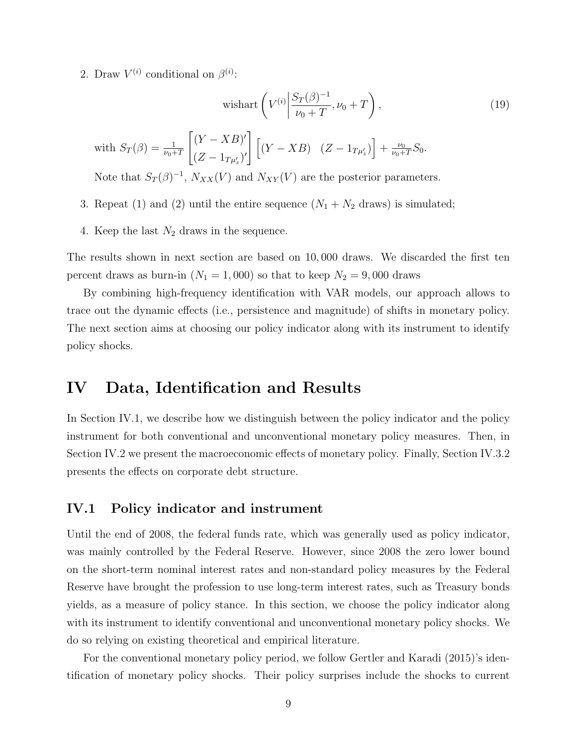2. Draw $V^{(i)}$ conditional on $\beta^{(i)}$:

$$\text{wishart}\left(V^{(i)}\middle|\frac{S_T(\beta)^{-1}}{\nu_0+T},\nu_0+T\right), \tag{19}$$

with $S_T(\beta) = \frac{1}{\nu_0+T}\begin{bmatrix}(Y-XB)' \\ (Z-1_{T\mu_z'})'\end{bmatrix}\begin{bmatrix}(Y-XB) & (Z-1_{T\mu_z'})\end{bmatrix} + \frac{\nu_0}{\nu_0+T}S_0$.

Note that $S_T(\beta)^{-1}$, $N_{XX}(V)$ and $N_{XY}(V)$ are the posterior parameters.

3. Repeat (1) and (2) until the entire sequence ($N_1 + N_2$ draws) is simulated;

4. Keep the last $N_2$ draws in the sequence.

The results shown in next section are based on 10,000 draws. We discarded the first ten percent draws as burn-in ($N_1 = 1,000$) so that to keep $N_2 = 9,000$ draws

By combining high-frequency identification with VAR models, our approach allows to trace out the dynamic effects (i.e., persistence and magnitude) of shifts in monetary policy. The next section aims at choosing our policy indicator along with its instrument to identify policy shocks.

# IV Data, Identification and Results

In Section IV.1, we describe how we distinguish between the policy indicator and the policy instrument for both conventional and unconventional monetary policy measures. Then, in Section IV.2 we present the macroeconomic effects of monetary policy. Finally, Section IV.3.2 presents the effects on corporate debt structure.

## IV.1 Policy indicator and instrument

Until the end of 2008, the federal funds rate, which was generally used as policy indicator, was mainly controlled by the Federal Reserve. However, since 2008 the zero lower bound on the short-term nominal interest rates and non-standard policy measures by the Federal Reserve have brought the profession to use long-term interest rates, such as Treasury bonds yields, as a measure of policy stance. In this section, we choose the policy indicator along with its instrument to identify conventional and unconventional monetary policy shocks. We do so relying on existing theoretical and empirical literature.

For the conventional monetary policy period, we follow Gertler and Karadi (2015)'s identification of monetary policy shocks. Their policy surprises include the shocks to current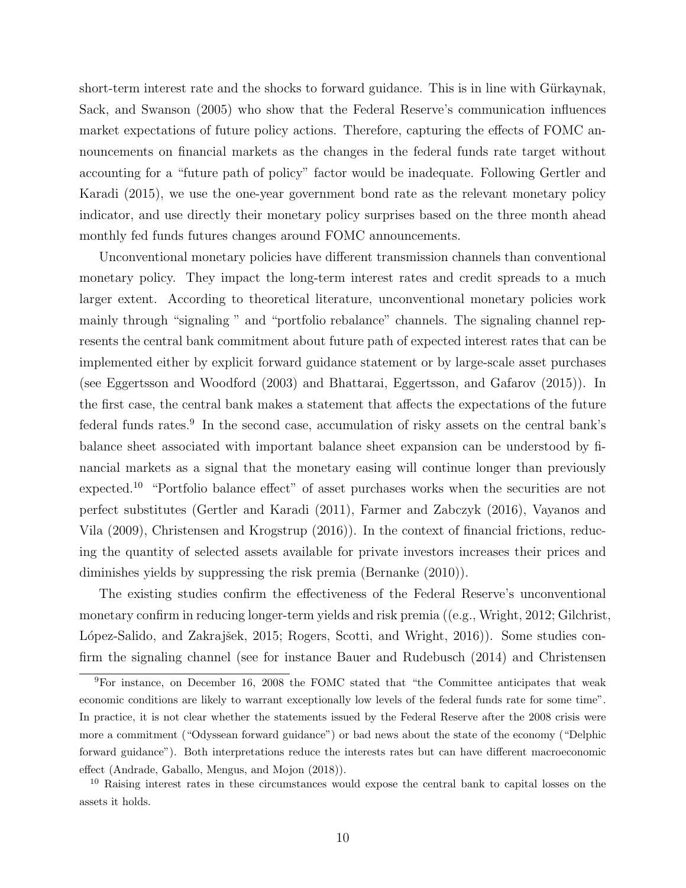short-term interest rate and the shocks to forward guidance. This is in line with Gürkaynak, Sack, and Swanson (2005) who show that the Federal Reserve's communication influences market expectations of future policy actions. Therefore, capturing the effects of FOMC announcements on financial markets as the changes in the federal funds rate target without accounting for a "future path of policy" factor would be inadequate. Following Gertler and Karadi (2015), we use the one-year government bond rate as the relevant monetary policy indicator, and use directly their monetary policy surprises based on the three month ahead monthly fed funds futures changes around FOMC announcements.

Unconventional monetary policies have different transmission channels than conventional monetary policy. They impact the long-term interest rates and credit spreads to a much larger extent. According to theoretical literature, unconventional monetary policies work mainly through "signaling " and "portfolio rebalance" channels. The signaling channel represents the central bank commitment about future path of expected interest rates that can be implemented either by explicit forward guidance statement or by large-scale asset purchases (see Eggertsson and Woodford (2003) and Bhattarai, Eggertsson, and Gafarov (2015)). In the first case, the central bank makes a statement that affects the expectations of the future federal funds rates.[9] In the second case, accumulation of risky assets on the central bank's balance sheet associated with important balance sheet expansion can be understood by financial markets as a signal that the monetary easing will continue longer than previously expected.[10] "Portfolio balance effect" of asset purchases works when the securities are not perfect substitutes (Gertler and Karadi (2011), Farmer and Zabczyk (2016), Vayanos and Vila (2009), Christensen and Krogstrup (2016)). In the context of financial frictions, reducing the quantity of selected assets available for private investors increases their prices and diminishes yields by suppressing the risk premia (Bernanke (2010)).

The existing studies confirm the effectiveness of the Federal Reserve's unconventional monetary confirm in reducing longer-term yields and risk premia ((e.g., Wright, 2012; Gilchrist, López-Salido, and Zakrajšek, 2015; Rogers, Scotti, and Wright, 2016)). Some studies confirm the signaling channel (see for instance Bauer and Rudebusch (2014) and Christensen

[9]For instance, on December 16, 2008 the FOMC stated that "the Committee anticipates that weak economic conditions are likely to warrant exceptionally low levels of the federal funds rate for some time". In practice, it is not clear whether the statements issued by the Federal Reserve after the 2008 crisis were more a commitment ("Odyssean forward guidance") or bad news about the state of the economy ("Delphic forward guidance"). Both interpretations reduce the interests rates but can have different macroeconomic effect (Andrade, Gaballo, Mengus, and Mojon (2018)).

[10] Raising interest rates in these circumstances would expose the central bank to capital losses on the assets it holds.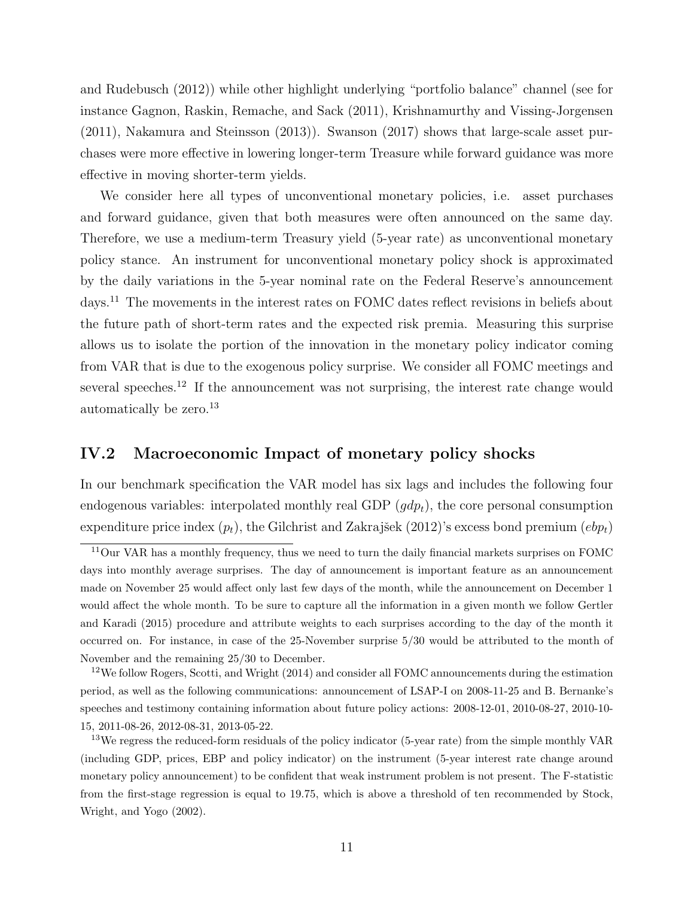and Rudebusch (2012)) while other highlight underlying "portfolio balance" channel (see for instance Gagnon, Raskin, Remache, and Sack (2011), Krishnamurthy and Vissing-Jorgensen (2011), Nakamura and Steinsson (2013)). Swanson (2017) shows that large-scale asset purchases were more effective in lowering longer-term Treasure while forward guidance was more effective in moving shorter-term yields.

We consider here all types of unconventional monetary policies, i.e. asset purchases and forward guidance, given that both measures were often announced on the same day. Therefore, we use a medium-term Treasury yield (5-year rate) as unconventional monetary policy stance. An instrument for unconventional monetary policy shock is approximated by the daily variations in the 5-year nominal rate on the Federal Reserve's announcement days.[11] The movements in the interest rates on FOMC dates reflect revisions in beliefs about the future path of short-term rates and the expected risk premia. Measuring this surprise allows us to isolate the portion of the innovation in the monetary policy indicator coming from VAR that is due to the exogenous policy surprise. We consider all FOMC meetings and several speeches.[12] If the announcement was not surprising, the interest rate change would automatically be zero.[13]

## IV.2 Macroeconomic Impact of monetary policy shocks

In our benchmark specification the VAR model has six lags and includes the following four endogenous variables: interpolated monthly real GDP ($gdp_t$), the core personal consumption expenditure price index ($p_t$), the Gilchrist and Zakrajšek (2012)'s excess bond premium ($ebp_t$)

---

[11] Our VAR has a monthly frequency, thus we need to turn the daily financial markets surprises on FOMC days into monthly average surprises. The day of announcement is important feature as an announcement made on November 25 would affect only last few days of the month, while the announcement on December 1 would affect the whole month. To be sure to capture all the information in a given month we follow Gertler and Karadi (2015) procedure and attribute weights to each surprises according to the day of the month it occurred on. For instance, in case of the 25-November surprise 5/30 would be attributed to the month of November and the remaining 25/30 to December.

[12] We follow Rogers, Scotti, and Wright (2014) and consider all FOMC announcements during the estimation period, as well as the following communications: announcement of LSAP-I on 2008-11-25 and B. Bernanke's speeches and testimony containing information about future policy actions: 2008-12-01, 2010-08-27, 2010-10-15, 2011-08-26, 2012-08-31, 2013-05-22.

[13] We regress the reduced-form residuals of the policy indicator (5-year rate) from the simple monthly VAR (including GDP, prices, EBP and policy indicator) on the instrument (5-year interest rate change around monetary policy announcement) to be confident that weak instrument problem is not present. The F-statistic from the first-stage regression is equal to 19.75, which is above a threshold of ten recommended by Stock, Wright, and Yogo (2002).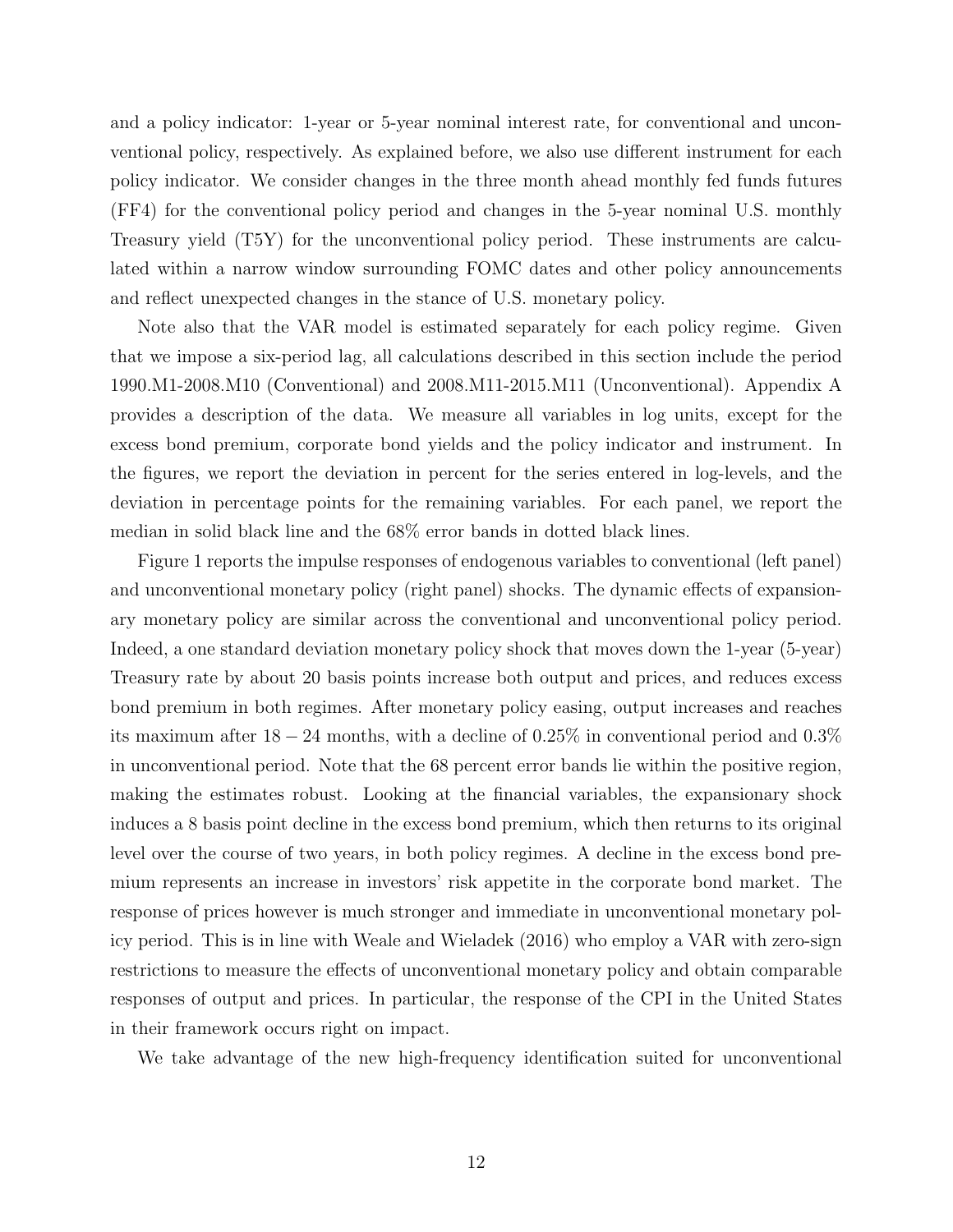and a policy indicator: 1-year or 5-year nominal interest rate, for conventional and unconventional policy, respectively. As explained before, we also use different instrument for each policy indicator. We consider changes in the three month ahead monthly fed funds futures (FF4) for the conventional policy period and changes in the 5-year nominal U.S. monthly Treasury yield (T5Y) for the unconventional policy period. These instruments are calculated within a narrow window surrounding FOMC dates and other policy announcements and reflect unexpected changes in the stance of U.S. monetary policy.

Note also that the VAR model is estimated separately for each policy regime. Given that we impose a six-period lag, all calculations described in this section include the period 1990.M1-2008.M10 (Conventional) and 2008.M11-2015.M11 (Unconventional). Appendix A provides a description of the data. We measure all variables in log units, except for the excess bond premium, corporate bond yields and the policy indicator and instrument. In the figures, we report the deviation in percent for the series entered in log-levels, and the deviation in percentage points for the remaining variables. For each panel, we report the median in solid black line and the 68% error bands in dotted black lines.

Figure 1 reports the impulse responses of endogenous variables to conventional (left panel) and unconventional monetary policy (right panel) shocks. The dynamic effects of expansionary monetary policy are similar across the conventional and unconventional policy period. Indeed, a one standard deviation monetary policy shock that moves down the 1-year (5-year) Treasury rate by about 20 basis points increase both output and prices, and reduces excess bond premium in both regimes. After monetary policy easing, output increases and reaches its maximum after $18-24$ months, with a decline of 0.25% in conventional period and 0.3% in unconventional period. Note that the 68 percent error bands lie within the positive region, making the estimates robust. Looking at the financial variables, the expansionary shock induces a 8 basis point decline in the excess bond premium, which then returns to its original level over the course of two years, in both policy regimes. A decline in the excess bond premium represents an increase in investors' risk appetite in the corporate bond market. The response of prices however is much stronger and immediate in unconventional monetary policy period. This is in line with Weale and Wieladek (2016) who employ a VAR with zero-sign restrictions to measure the effects of unconventional monetary policy and obtain comparable responses of output and prices. In particular, the response of the CPI in the United States in their framework occurs right on impact.

We take advantage of the new high-frequency identification suited for unconventional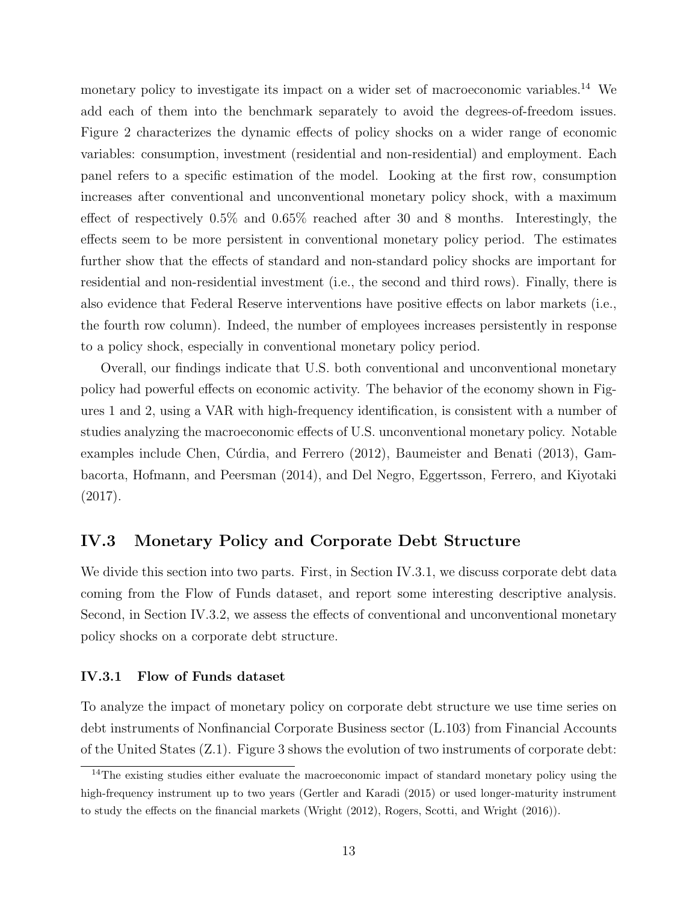monetary policy to investigate its impact on a wider set of macroeconomic variables.[14] We add each of them into the benchmark separately to avoid the degrees-of-freedom issues. Figure 2 characterizes the dynamic effects of policy shocks on a wider range of economic variables: consumption, investment (residential and non-residential) and employment. Each panel refers to a specific estimation of the model. Looking at the first row, consumption increases after conventional and unconventional monetary policy shock, with a maximum effect of respectively 0.5% and 0.65% reached after 30 and 8 months. Interestingly, the effects seem to be more persistent in conventional monetary policy period. The estimates further show that the effects of standard and non-standard policy shocks are important for residential and non-residential investment (i.e., the second and third rows). Finally, there is also evidence that Federal Reserve interventions have positive effects on labor markets (i.e., the fourth row column). Indeed, the number of employees increases persistently in response to a policy shock, especially in conventional monetary policy period.

Overall, our findings indicate that U.S. both conventional and unconventional monetary policy had powerful effects on economic activity. The behavior of the economy shown in Figures 1 and 2, using a VAR with high-frequency identification, is consistent with a number of studies analyzing the macroeconomic effects of U.S. unconventional monetary policy. Notable examples include Chen, Cúrdia, and Ferrero (2012), Baumeister and Benati (2013), Gambacorta, Hofmann, and Peersman (2014), and Del Negro, Eggertsson, Ferrero, and Kiyotaki (2017).

## IV.3 Monetary Policy and Corporate Debt Structure

We divide this section into two parts. First, in Section IV.3.1, we discuss corporate debt data coming from the Flow of Funds dataset, and report some interesting descriptive analysis. Second, in Section IV.3.2, we assess the effects of conventional and unconventional monetary policy shocks on a corporate debt structure.

### IV.3.1 Flow of Funds dataset

To analyze the impact of monetary policy on corporate debt structure we use time series on debt instruments of Nonfinancial Corporate Business sector (L.103) from Financial Accounts of the United States (Z.1). Figure 3 shows the evolution of two instruments of corporate debt:

[14] The existing studies either evaluate the macroeconomic impact of standard monetary policy using the high-frequency instrument up to two years (Gertler and Karadi (2015) or used longer-maturity instrument to study the effects on the financial markets (Wright (2012), Rogers, Scotti, and Wright (2016)).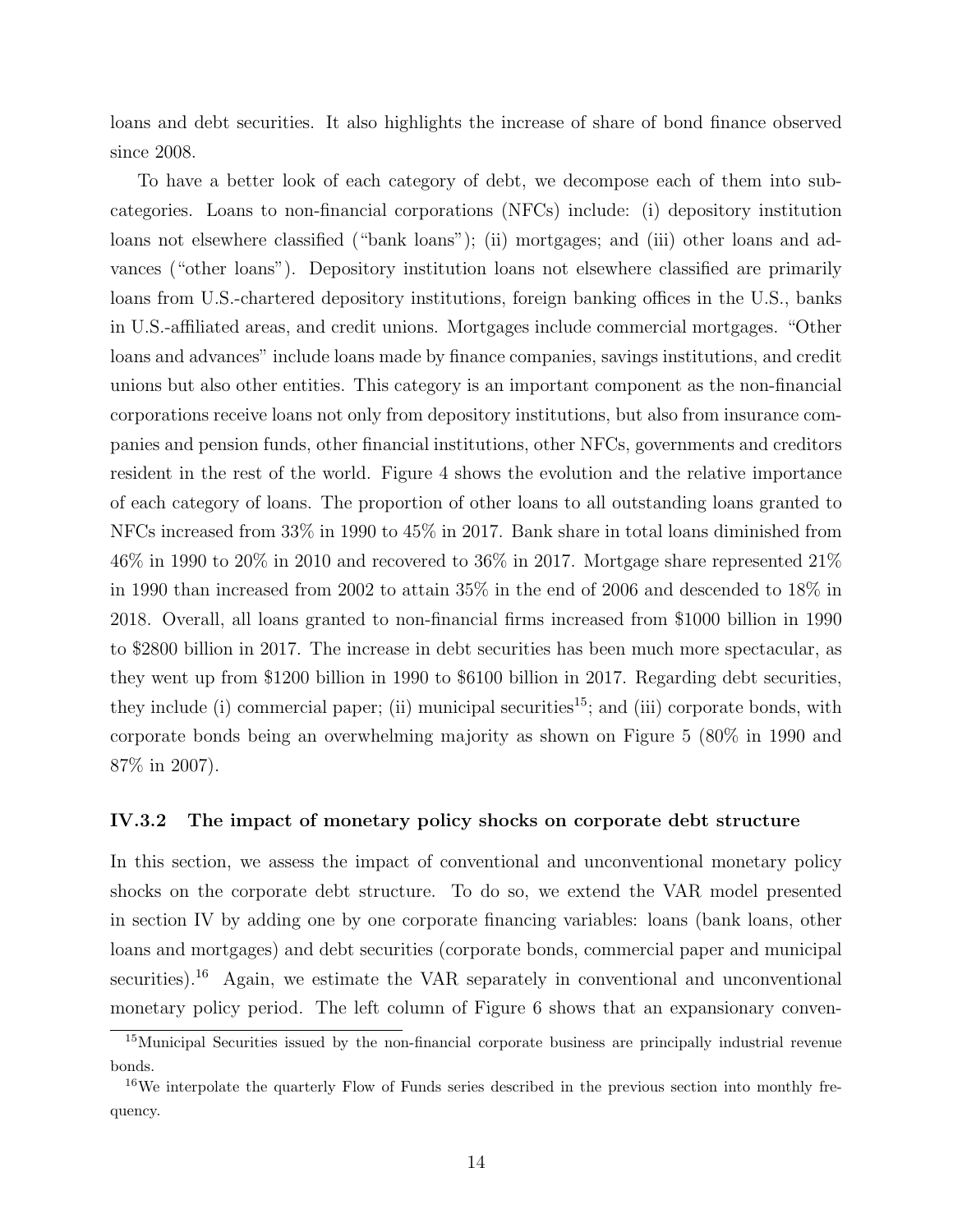loans and debt securities. It also highlights the increase of share of bond finance observed since 2008.

To have a better look of each category of debt, we decompose each of them into subcategories. Loans to non-financial corporations (NFCs) include: (i) depository institution loans not elsewhere classified ("bank loans"); (ii) mortgages; and (iii) other loans and advances ("other loans"). Depository institution loans not elsewhere classified are primarily loans from U.S.-chartered depository institutions, foreign banking offices in the U.S., banks in U.S.-affiliated areas, and credit unions. Mortgages include commercial mortgages. "Other loans and advances" include loans made by finance companies, savings institutions, and credit unions but also other entities. This category is an important component as the non-financial corporations receive loans not only from depository institutions, but also from insurance companies and pension funds, other financial institutions, other NFCs, governments and creditors resident in the rest of the world. Figure 4 shows the evolution and the relative importance of each category of loans. The proportion of other loans to all outstanding loans granted to NFCs increased from 33% in 1990 to 45% in 2017. Bank share in total loans diminished from 46% in 1990 to 20% in 2010 and recovered to 36% in 2017. Mortgage share represented 21% in 1990 than increased from 2002 to attain 35% in the end of 2006 and descended to 18% in 2018. Overall, all loans granted to non-financial firms increased from $1000 billion in 1990 to $2800 billion in 2017. The increase in debt securities has been much more spectacular, as they went up from $1200 billion in 1990 to $6100 billion in 2017. Regarding debt securities, they include (i) commercial paper; (ii) municipal securities[15]; and (iii) corporate bonds, with corporate bonds being an overwhelming majority as shown on Figure 5 (80% in 1990 and 87% in 2007).

### IV.3.2 The impact of monetary policy shocks on corporate debt structure

In this section, we assess the impact of conventional and unconventional monetary policy shocks on the corporate debt structure. To do so, we extend the VAR model presented in section IV by adding one by one corporate financing variables: loans (bank loans, other loans and mortgages) and debt securities (corporate bonds, commercial paper and municipal securities).[16] Again, we estimate the VAR separately in conventional and unconventional monetary policy period. The left column of Figure 6 shows that an expansionary conven-

[15] Municipal Securities issued by the non-financial corporate business are principally industrial revenue bonds.

[16] We interpolate the quarterly Flow of Funds series described in the previous section into monthly frequency.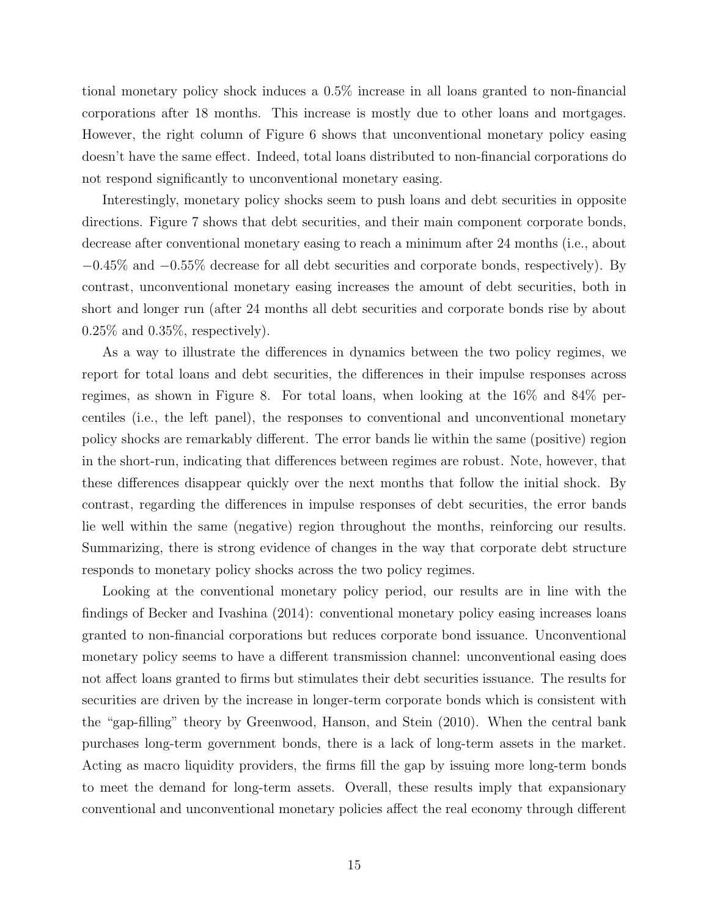tional monetary policy shock induces a 0.5% increase in all loans granted to non-financial corporations after 18 months. This increase is mostly due to other loans and mortgages. However, the right column of Figure 6 shows that unconventional monetary policy easing doesn't have the same effect. Indeed, total loans distributed to non-financial corporations do not respond significantly to unconventional monetary easing.

Interestingly, monetary policy shocks seem to push loans and debt securities in opposite directions. Figure 7 shows that debt securities, and their main component corporate bonds, decrease after conventional monetary easing to reach a minimum after 24 months (i.e., about $-0.45\%$ and $-0.55\%$ decrease for all debt securities and corporate bonds, respectively). By contrast, unconventional monetary easing increases the amount of debt securities, both in short and longer run (after 24 months all debt securities and corporate bonds rise by about 0.25% and 0.35%, respectively).

As a way to illustrate the differences in dynamics between the two policy regimes, we report for total loans and debt securities, the differences in their impulse responses across regimes, as shown in Figure 8. For total loans, when looking at the 16% and 84% percentiles (i.e., the left panel), the responses to conventional and unconventional monetary policy shocks are remarkably different. The error bands lie within the same (positive) region in the short-run, indicating that differences between regimes are robust. Note, however, that these differences disappear quickly over the next months that follow the initial shock. By contrast, regarding the differences in impulse responses of debt securities, the error bands lie well within the same (negative) region throughout the months, reinforcing our results. Summarizing, there is strong evidence of changes in the way that corporate debt structure responds to monetary policy shocks across the two policy regimes.

Looking at the conventional monetary policy period, our results are in line with the findings of Becker and Ivashina (2014): conventional monetary policy easing increases loans granted to non-financial corporations but reduces corporate bond issuance. Unconventional monetary policy seems to have a different transmission channel: unconventional easing does not affect loans granted to firms but stimulates their debt securities issuance. The results for securities are driven by the increase in longer-term corporate bonds which is consistent with the "gap-filling" theory by Greenwood, Hanson, and Stein (2010). When the central bank purchases long-term government bonds, there is a lack of long-term assets in the market. Acting as macro liquidity providers, the firms fill the gap by issuing more long-term bonds to meet the demand for long-term assets. Overall, these results imply that expansionary conventional and unconventional monetary policies affect the real economy through different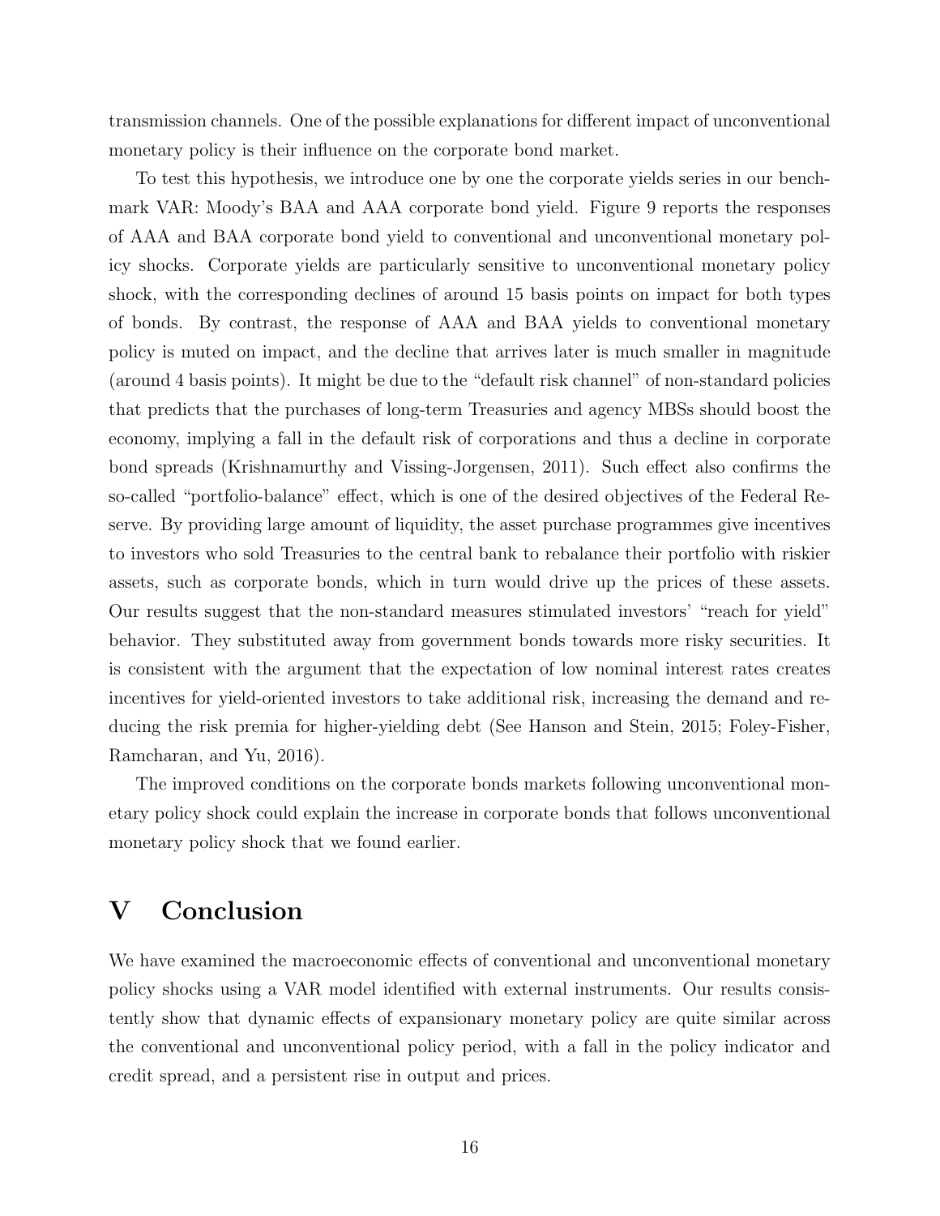transmission channels. One of the possible explanations for different impact of unconventional monetary policy is their influence on the corporate bond market.

To test this hypothesis, we introduce one by one the corporate yields series in our benchmark VAR: Moody's BAA and AAA corporate bond yield. Figure 9 reports the responses of AAA and BAA corporate bond yield to conventional and unconventional monetary policy shocks. Corporate yields are particularly sensitive to unconventional monetary policy shock, with the corresponding declines of around 15 basis points on impact for both types of bonds. By contrast, the response of AAA and BAA yields to conventional monetary policy is muted on impact, and the decline that arrives later is much smaller in magnitude (around 4 basis points). It might be due to the "default risk channel" of non-standard policies that predicts that the purchases of long-term Treasuries and agency MBSs should boost the economy, implying a fall in the default risk of corporations and thus a decline in corporate bond spreads (Krishnamurthy and Vissing-Jorgensen, 2011). Such effect also confirms the so-called "portfolio-balance" effect, which is one of the desired objectives of the Federal Reserve. By providing large amount of liquidity, the asset purchase programmes give incentives to investors who sold Treasuries to the central bank to rebalance their portfolio with riskier assets, such as corporate bonds, which in turn would drive up the prices of these assets. Our results suggest that the non-standard measures stimulated investors' "reach for yield" behavior. They substituted away from government bonds towards more risky securities. It is consistent with the argument that the expectation of low nominal interest rates creates incentives for yield-oriented investors to take additional risk, increasing the demand and reducing the risk premia for higher-yielding debt (See Hanson and Stein, 2015; Foley-Fisher, Ramcharan, and Yu, 2016).

The improved conditions on the corporate bonds markets following unconventional monetary policy shock could explain the increase in corporate bonds that follows unconventional monetary policy shock that we found earlier.

# V Conclusion

We have examined the macroeconomic effects of conventional and unconventional monetary policy shocks using a VAR model identified with external instruments. Our results consistently show that dynamic effects of expansionary monetary policy are quite similar across the conventional and unconventional policy period, with a fall in the policy indicator and credit spread, and a persistent rise in output and prices.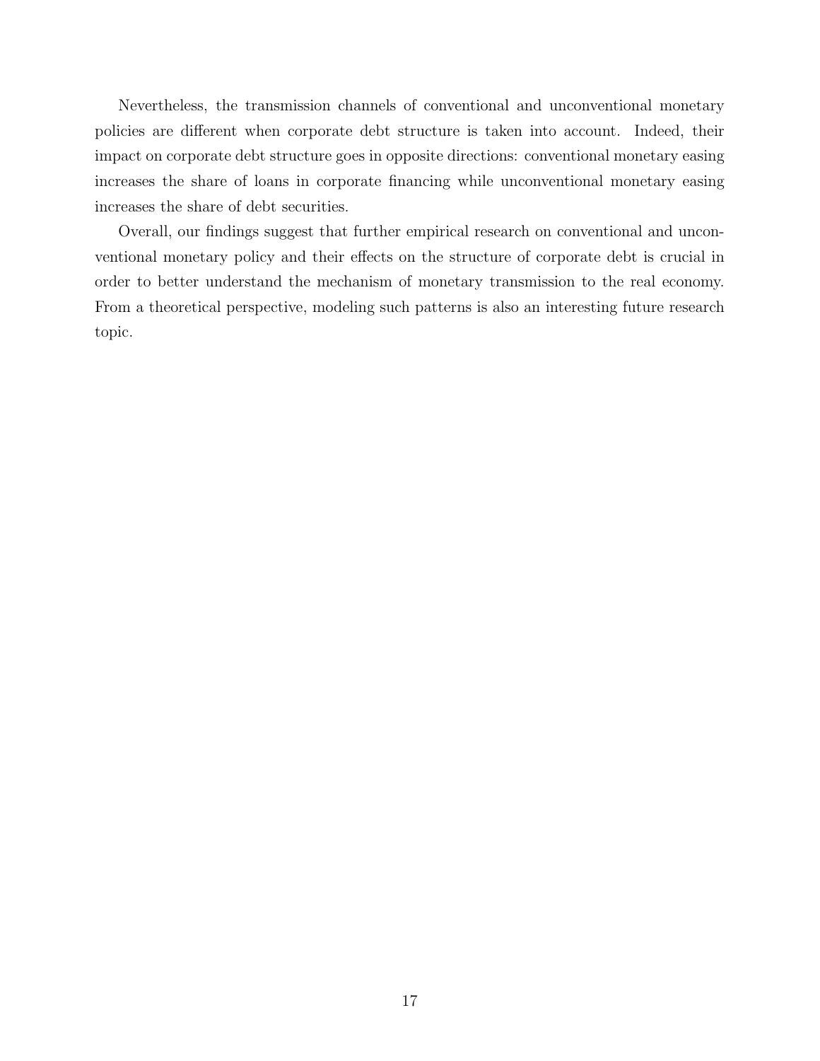Nevertheless, the transmission channels of conventional and unconventional monetary policies are different when corporate debt structure is taken into account. Indeed, their impact on corporate debt structure goes in opposite directions: conventional monetary easing increases the share of loans in corporate financing while unconventional monetary easing increases the share of debt securities.

Overall, our findings suggest that further empirical research on conventional and unconventional monetary policy and their effects on the structure of corporate debt is crucial in order to better understand the mechanism of monetary transmission to the real economy. From a theoretical perspective, modeling such patterns is also an interesting future research topic.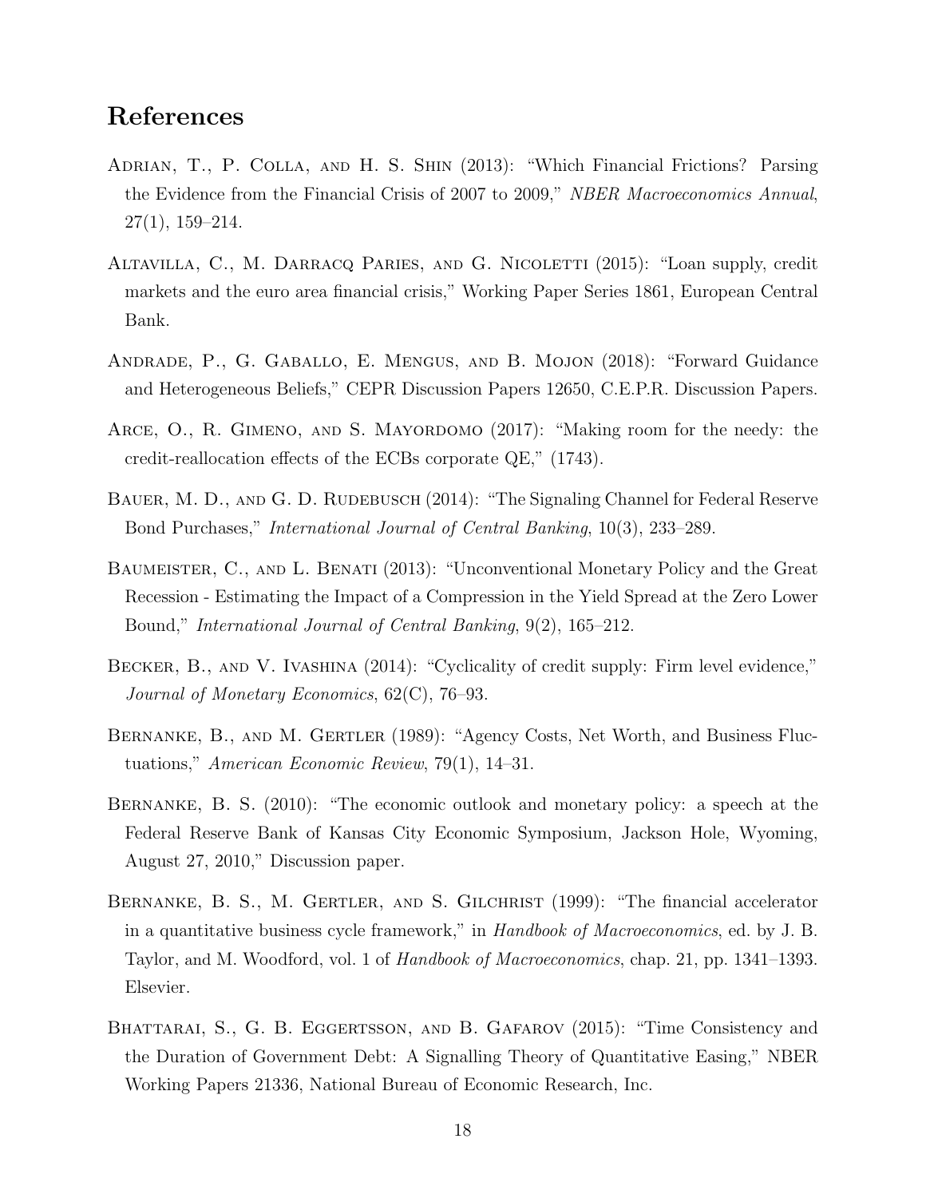# References

Adrian, T., P. Colla, and H. S. Shin (2013): "Which Financial Frictions? Parsing the Evidence from the Financial Crisis of 2007 to 2009," *NBER Macroeconomics Annual*, 27(1), 159–214.

Altavilla, C., M. Darracq Paries, and G. Nicoletti (2015): "Loan supply, credit markets and the euro area financial crisis," Working Paper Series 1861, European Central Bank.

Andrade, P., G. Gaballo, E. Mengus, and B. Mojon (2018): "Forward Guidance and Heterogeneous Beliefs," CEPR Discussion Papers 12650, C.E.P.R. Discussion Papers.

Arce, O., R. Gimeno, and S. Mayordomo (2017): "Making room for the needy: the credit-reallocation effects of the ECBs corporate QE," (1743).

Bauer, M. D., and G. D. Rudebusch (2014): "The Signaling Channel for Federal Reserve Bond Purchases," *International Journal of Central Banking*, 10(3), 233–289.

Baumeister, C., and L. Benati (2013): "Unconventional Monetary Policy and the Great Recession - Estimating the Impact of a Compression in the Yield Spread at the Zero Lower Bound," *International Journal of Central Banking*, 9(2), 165–212.

Becker, B., and V. Ivashina (2014): "Cyclicality of credit supply: Firm level evidence," *Journal of Monetary Economics*, 62(C), 76–93.

Bernanke, B., and M. Gertler (1989): "Agency Costs, Net Worth, and Business Fluctuations," *American Economic Review*, 79(1), 14–31.

Bernanke, B. S. (2010): "The economic outlook and monetary policy: a speech at the Federal Reserve Bank of Kansas City Economic Symposium, Jackson Hole, Wyoming, August 27, 2010," Discussion paper.

Bernanke, B. S., M. Gertler, and S. Gilchrist (1999): "The financial accelerator in a quantitative business cycle framework," in *Handbook of Macroeconomics*, ed. by J. B. Taylor, and M. Woodford, vol. 1 of *Handbook of Macroeconomics*, chap. 21, pp. 1341–1393. Elsevier.

Bhattarai, S., G. B. Eggertsson, and B. Gafarov (2015): "Time Consistency and the Duration of Government Debt: A Signalling Theory of Quantitative Easing," NBER Working Papers 21336, National Bureau of Economic Research, Inc.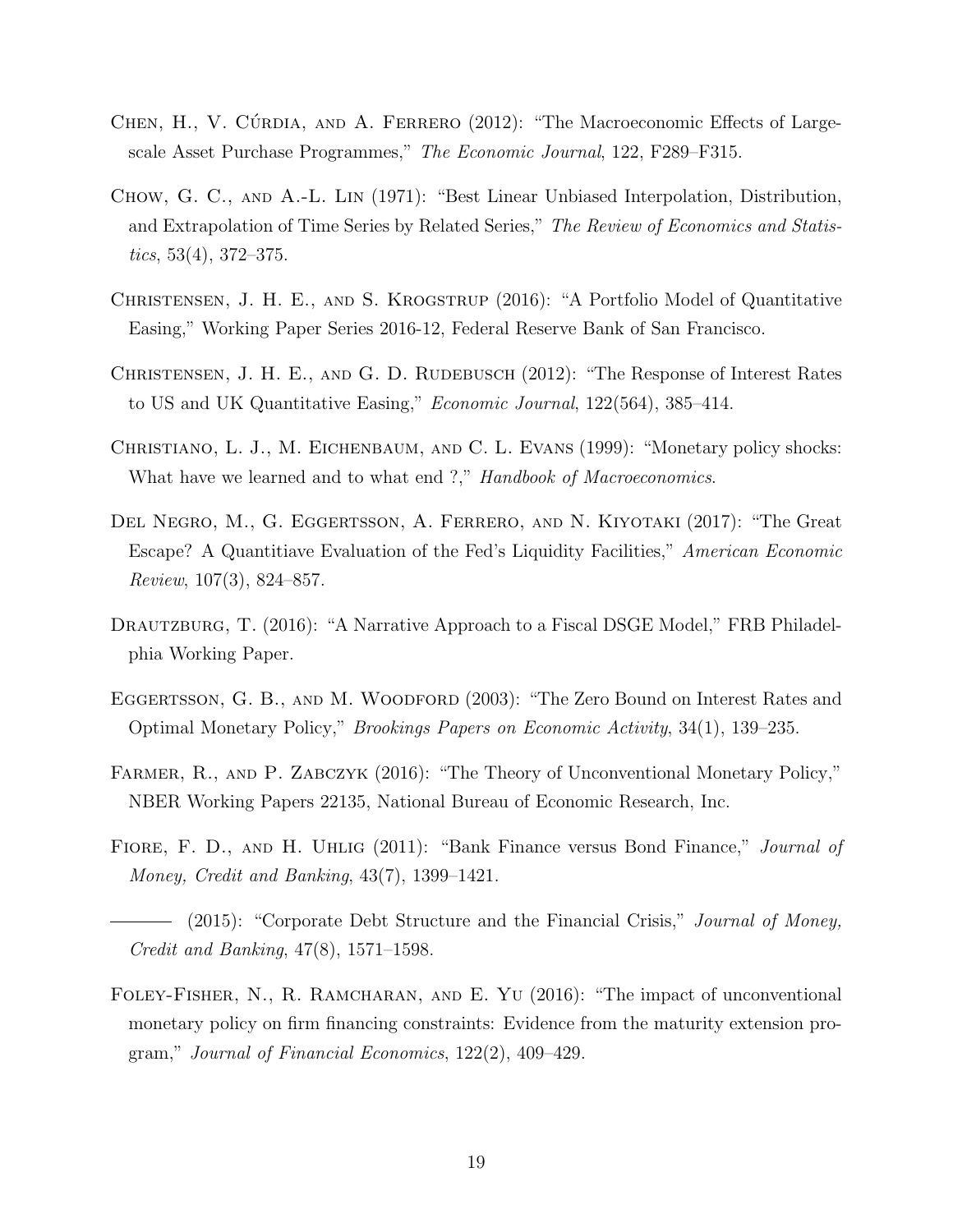Chen, H., V. Cúrdia, and A. Ferrero (2012): "The Macroeconomic Effects of Large-scale Asset Purchase Programmes," *The Economic Journal*, 122, F289–F315.

Chow, G. C., and A.-L. Lin (1971): "Best Linear Unbiased Interpolation, Distribution, and Extrapolation of Time Series by Related Series," *The Review of Economics and Statistics*, 53(4), 372–375.

Christensen, J. H. E., and S. Krogstrup (2016): "A Portfolio Model of Quantitative Easing," Working Paper Series 2016-12, Federal Reserve Bank of San Francisco.

Christensen, J. H. E., and G. D. Rudebusch (2012): "The Response of Interest Rates to US and UK Quantitative Easing," *Economic Journal*, 122(564), 385–414.

Christiano, L. J., M. Eichenbaum, and C. L. Evans (1999): "Monetary policy shocks: What have we learned and to what end ?," *Handbook of Macroeconomics*.

Del Negro, M., G. Eggertsson, A. Ferrero, and N. Kiyotaki (2017): "The Great Escape? A Quantitiave Evaluation of the Fed's Liquidity Facilities," *American Economic Review*, 107(3), 824–857.

Drautzburg, T. (2016): "A Narrative Approach to a Fiscal DSGE Model," FRB Philadelphia Working Paper.

Eggertsson, G. B., and M. Woodford (2003): "The Zero Bound on Interest Rates and Optimal Monetary Policy," *Brookings Papers on Economic Activity*, 34(1), 139–235.

Farmer, R., and P. Zabczyk (2016): "The Theory of Unconventional Monetary Policy," NBER Working Papers 22135, National Bureau of Economic Research, Inc.

Fiore, F. D., and H. Uhlig (2011): "Bank Finance versus Bond Finance," *Journal of Money, Credit and Banking*, 43(7), 1399–1421.

——— (2015): "Corporate Debt Structure and the Financial Crisis," *Journal of Money, Credit and Banking*, 47(8), 1571–1598.

Foley-Fisher, N., R. Ramcharan, and E. Yu (2016): "The impact of unconventional monetary policy on firm financing constraints: Evidence from the maturity extension program," *Journal of Financial Economics*, 122(2), 409–429.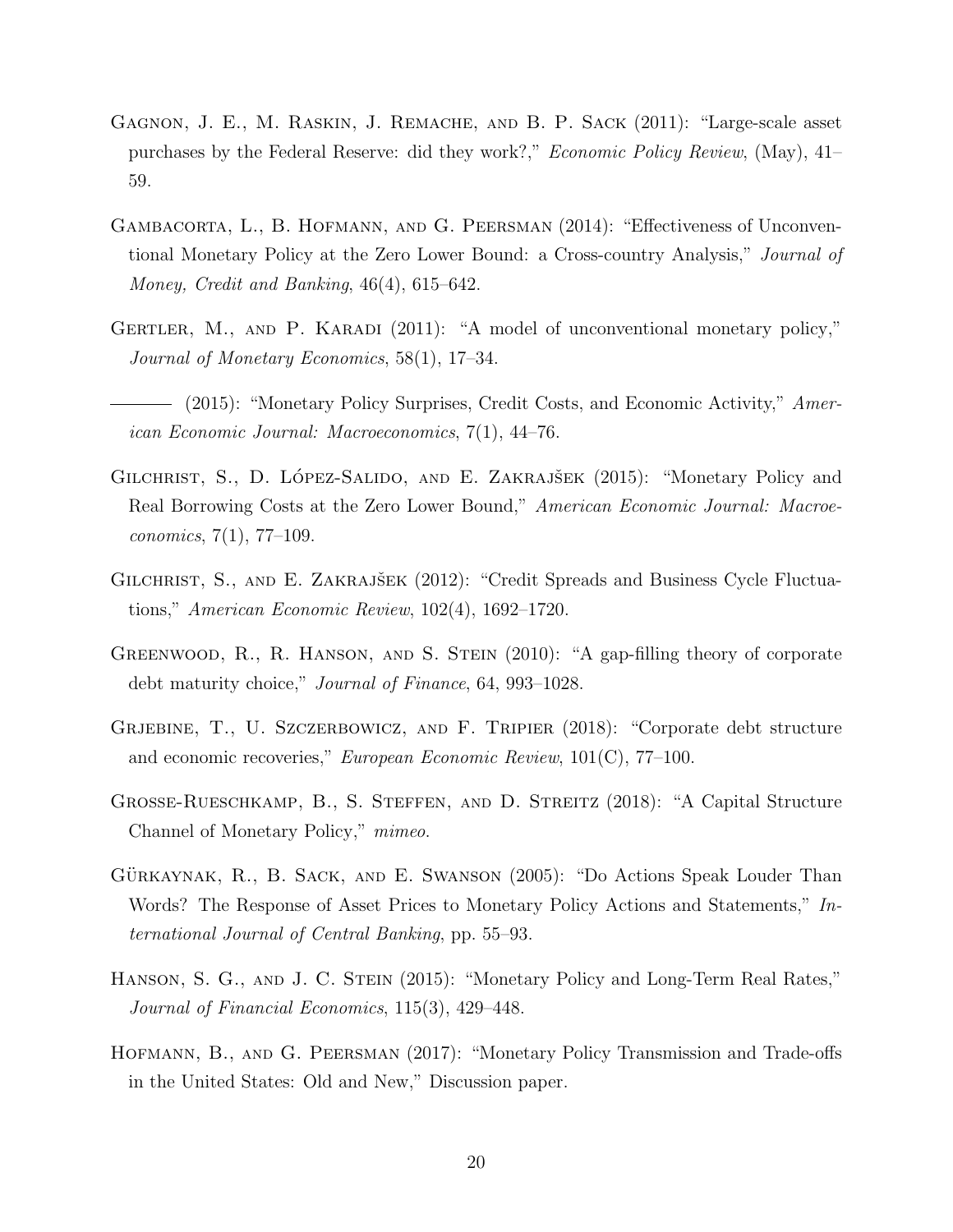Gagnon, J. E., M. Raskin, J. Remache, and B. P. Sack (2011): "Large-scale asset purchases by the Federal Reserve: did they work?," *Economic Policy Review*, (May), 41–59.

Gambacorta, L., B. Hofmann, and G. Peersman (2014): "Effectiveness of Unconventional Monetary Policy at the Zero Lower Bound: a Cross-country Analysis," *Journal of Money, Credit and Banking*, 46(4), 615–642.

Gertler, M., and P. Karadi (2011): "A model of unconventional monetary policy," *Journal of Monetary Economics*, 58(1), 17–34.

——— (2015): "Monetary Policy Surprises, Credit Costs, and Economic Activity," *American Economic Journal: Macroeconomics*, 7(1), 44–76.

Gilchrist, S., D. López-Salido, and E. Zakrajšek (2015): "Monetary Policy and Real Borrowing Costs at the Zero Lower Bound," *American Economic Journal: Macroeconomics*, 7(1), 77–109.

Gilchrist, S., and E. Zakrajšek (2012): "Credit Spreads and Business Cycle Fluctuations," *American Economic Review*, 102(4), 1692–1720.

Greenwood, R., R. Hanson, and S. Stein (2010): "A gap-filling theory of corporate debt maturity choice," *Journal of Finance*, 64, 993–1028.

Grjebine, T., U. Szczerbowicz, and F. Tripier (2018): "Corporate debt structure and economic recoveries," *European Economic Review*, 101(C), 77–100.

Grosse-Rueschkamp, B., S. Steffen, and D. Streitz (2018): "A Capital Structure Channel of Monetary Policy," *mimeo*.

Gürkaynak, R., B. Sack, and E. Swanson (2005): "Do Actions Speak Louder Than Words? The Response of Asset Prices to Monetary Policy Actions and Statements," *International Journal of Central Banking*, pp. 55–93.

Hanson, S. G., and J. C. Stein (2015): "Monetary Policy and Long-Term Real Rates," *Journal of Financial Economics*, 115(3), 429–448.

Hofmann, B., and G. Peersman (2017): "Monetary Policy Transmission and Trade-offs in the United States: Old and New," Discussion paper.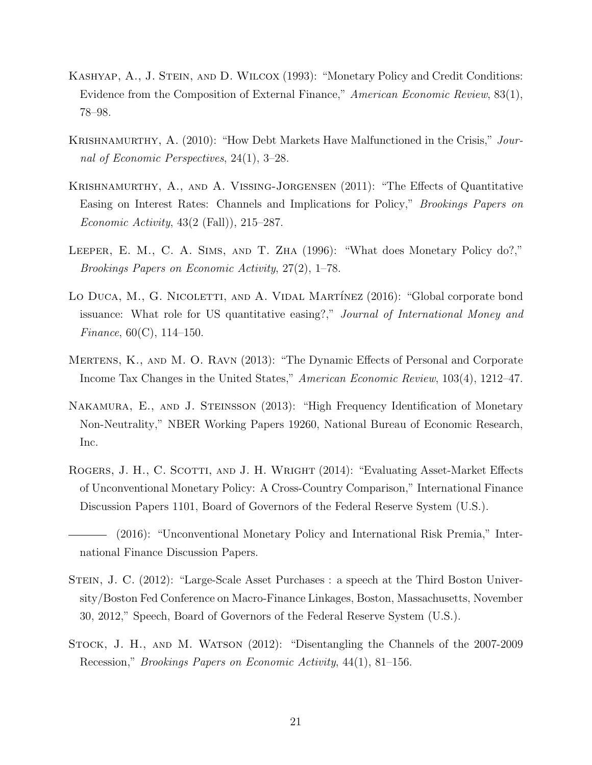Kashyap, A., J. Stein, and D. Wilcox (1993): "Monetary Policy and Credit Conditions: Evidence from the Composition of External Finance," *American Economic Review*, 83(1), 78–98.

Krishnamurthy, A. (2010): "How Debt Markets Have Malfunctioned in the Crisis," *Journal of Economic Perspectives*, 24(1), 3–28.

Krishnamurthy, A., and A. Vissing-Jorgensen (2011): "The Effects of Quantitative Easing on Interest Rates: Channels and Implications for Policy," *Brookings Papers on Economic Activity*, 43(2 (Fall)), 215–287.

Leeper, E. M., C. A. Sims, and T. Zha (1996): "What does Monetary Policy do?," *Brookings Papers on Economic Activity*, 27(2), 1–78.

Lo Duca, M., G. Nicoletti, and A. Vidal Martínez (2016): "Global corporate bond issuance: What role for US quantitative easing?," *Journal of International Money and Finance*, 60(C), 114–150.

Mertens, K., and M. O. Ravn (2013): "The Dynamic Effects of Personal and Corporate Income Tax Changes in the United States," *American Economic Review*, 103(4), 1212–47.

Nakamura, E., and J. Steinsson (2013): "High Frequency Identification of Monetary Non-Neutrality," NBER Working Papers 19260, National Bureau of Economic Research, Inc.

Rogers, J. H., C. Scotti, and J. H. Wright (2014): "Evaluating Asset-Market Effects of Unconventional Monetary Policy: A Cross-Country Comparison," International Finance Discussion Papers 1101, Board of Governors of the Federal Reserve System (U.S.).

——— (2016): "Unconventional Monetary Policy and International Risk Premia," International Finance Discussion Papers.

Stein, J. C. (2012): "Large-Scale Asset Purchases : a speech at the Third Boston University/Boston Fed Conference on Macro-Finance Linkages, Boston, Massachusetts, November 30, 2012," Speech, Board of Governors of the Federal Reserve System (U.S.).

Stock, J. H., and M. Watson (2012): "Disentangling the Channels of the 2007-2009 Recession," *Brookings Papers on Economic Activity*, 44(1), 81–156.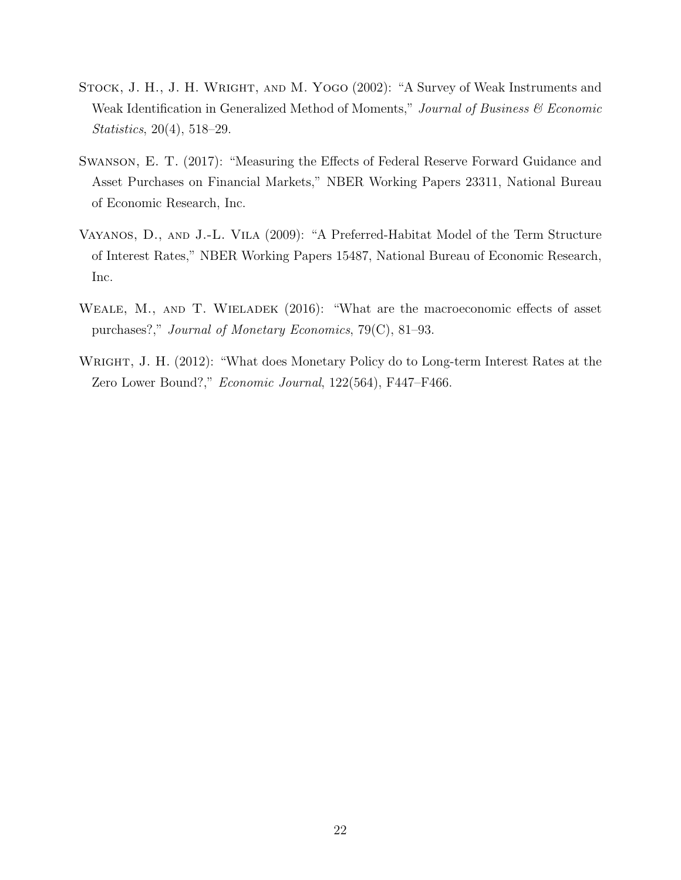Stock, J. H., J. H. Wright, and M. Yogo (2002): "A Survey of Weak Instruments and Weak Identification in Generalized Method of Moments," *Journal of Business & Economic Statistics*, 20(4), 518–29.

Swanson, E. T. (2017): "Measuring the Effects of Federal Reserve Forward Guidance and Asset Purchases on Financial Markets," NBER Working Papers 23311, National Bureau of Economic Research, Inc.

Vayanos, D., and J.-L. Vila (2009): "A Preferred-Habitat Model of the Term Structure of Interest Rates," NBER Working Papers 15487, National Bureau of Economic Research, Inc.

Weale, M., and T. Wieladek (2016): "What are the macroeconomic effects of asset purchases?," *Journal of Monetary Economics*, 79(C), 81–93.

Wright, J. H. (2012): "What does Monetary Policy do to Long-term Interest Rates at the Zero Lower Bound?," *Economic Journal*, 122(564), F447–F466.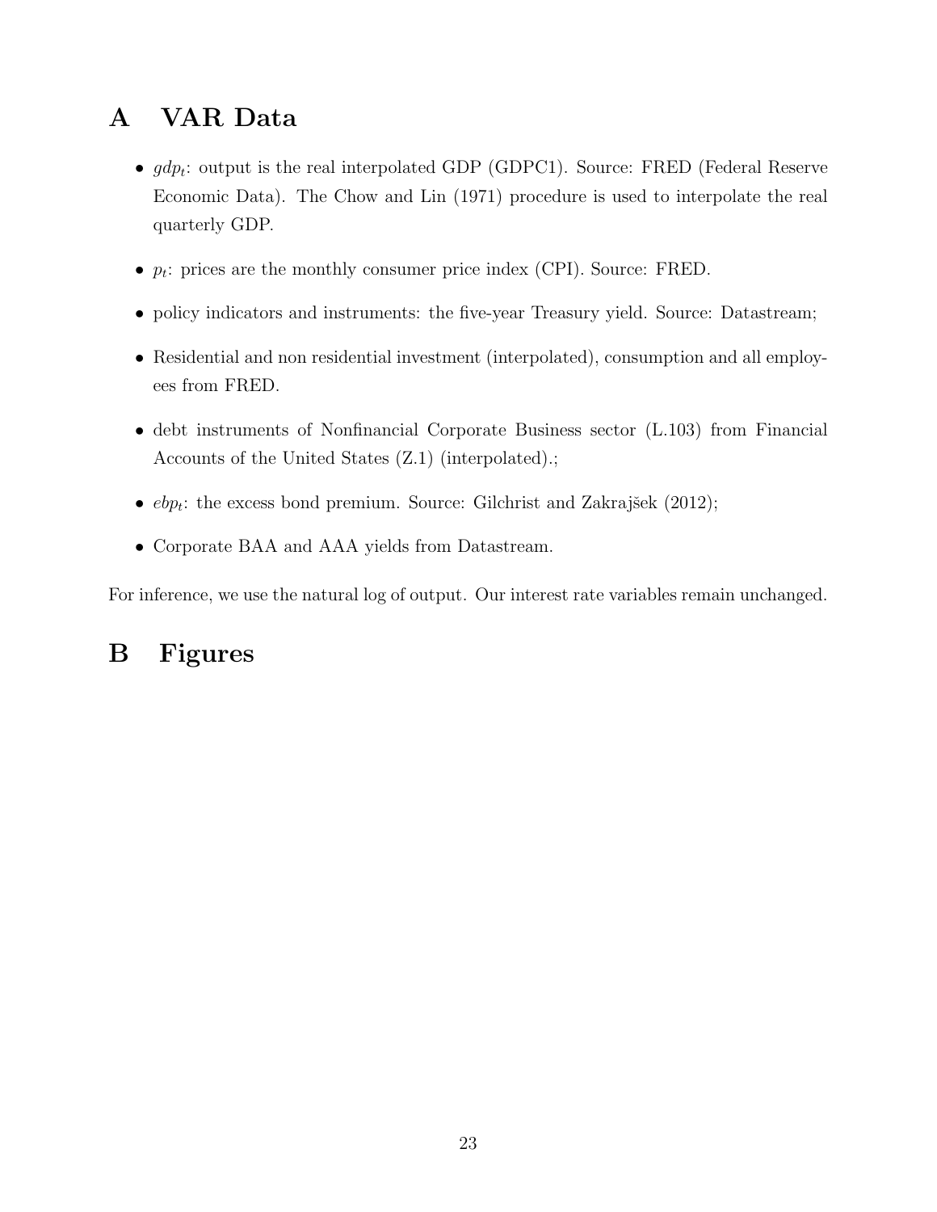# A VAR Data

- $gdp_t$: output is the real interpolated GDP (GDPC1). Source: FRED (Federal Reserve Economic Data). The Chow and Lin (1971) procedure is used to interpolate the real quarterly GDP.
- $p_t$: prices are the monthly consumer price index (CPI). Source: FRED.
- policy indicators and instruments: the five-year Treasury yield. Source: Datastream;
- Residential and non residential investment (interpolated), consumption and all employees from FRED.
- debt instruments of Nonfinancial Corporate Business sector (L.103) from Financial Accounts of the United States (Z.1) (interpolated).;
- $ebp_t$: the excess bond premium. Source: Gilchrist and Zakrajšek (2012);
- Corporate BAA and AAA yields from Datastream.

For inference, we use the natural log of output. Our interest rate variables remain unchanged.

# B Figures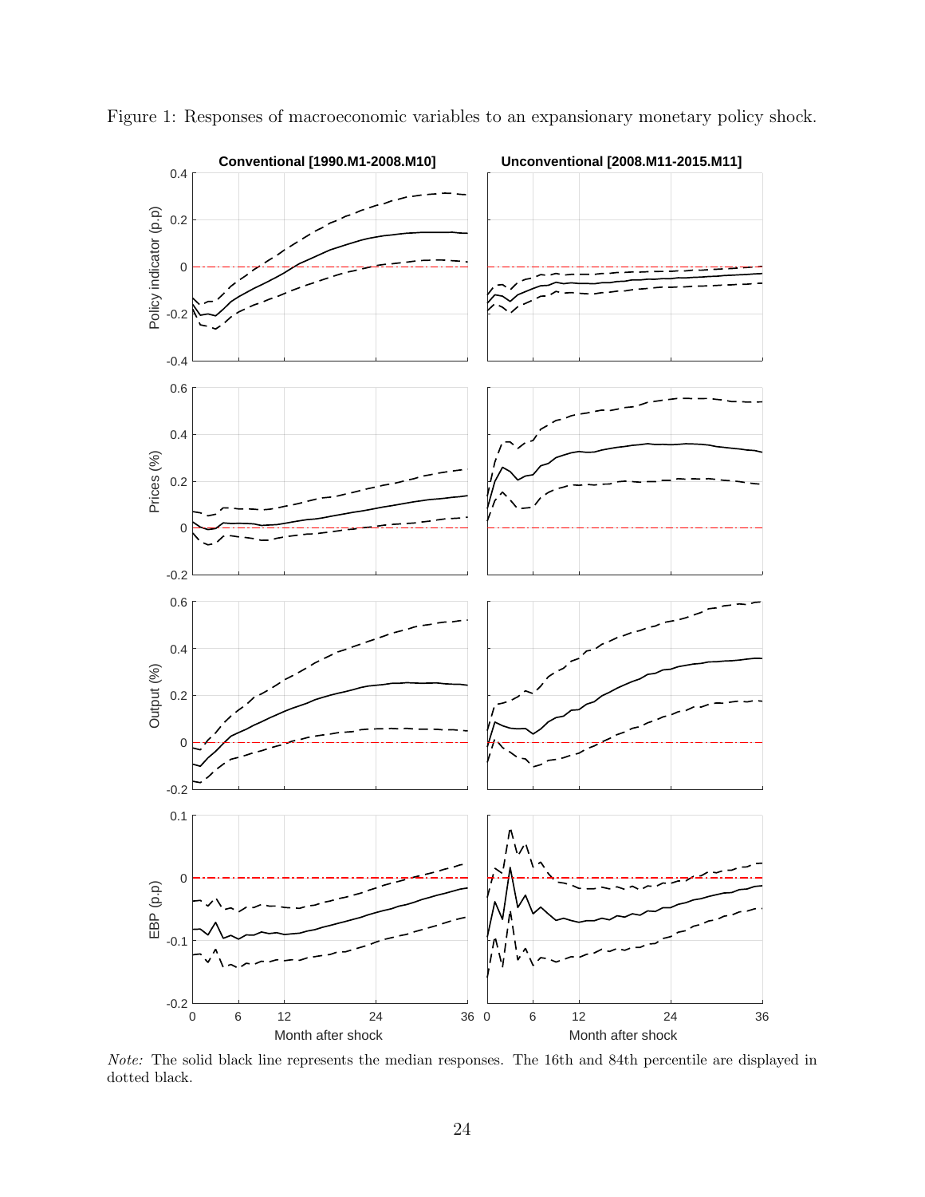Figure 1: Responses of macroeconomic variables to an expansionary monetary policy shock.

*Note:* The solid black line represents the median responses. The 16th and 84th percentile are displayed in dotted black.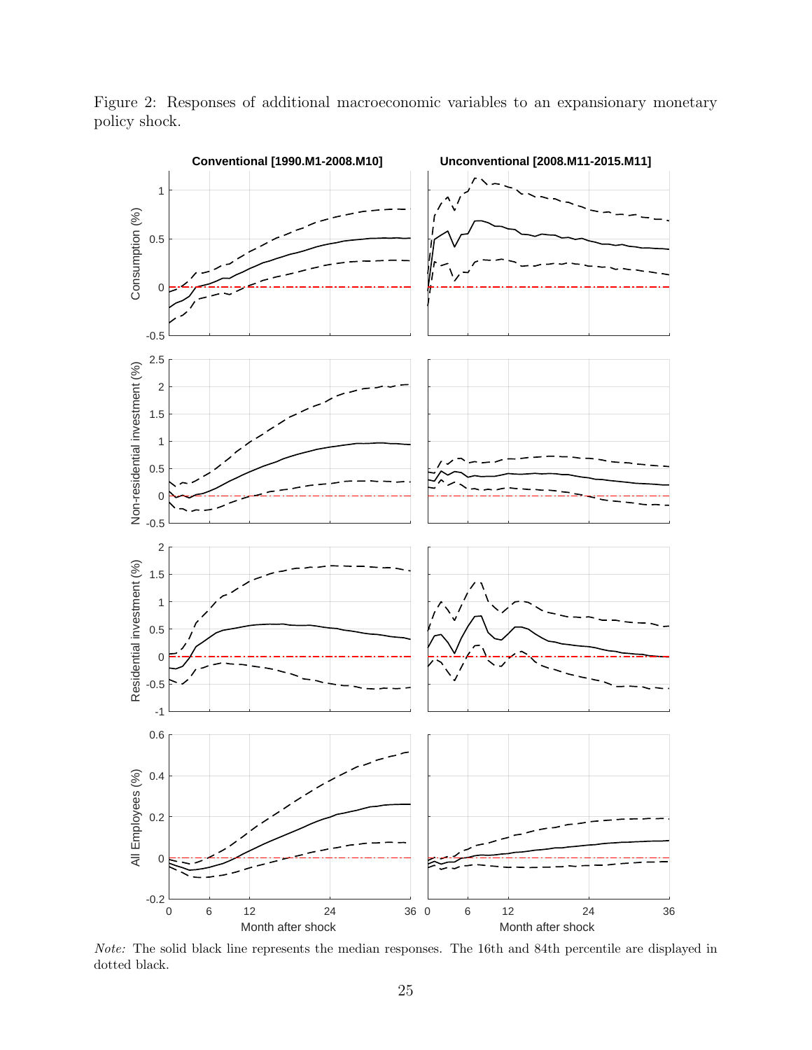Figure 2: Responses of additional macroeconomic variables to an expansionary monetary policy shock.

*Note:* The solid black line represents the median responses. The 16th and 84th percentile are displayed in dotted black.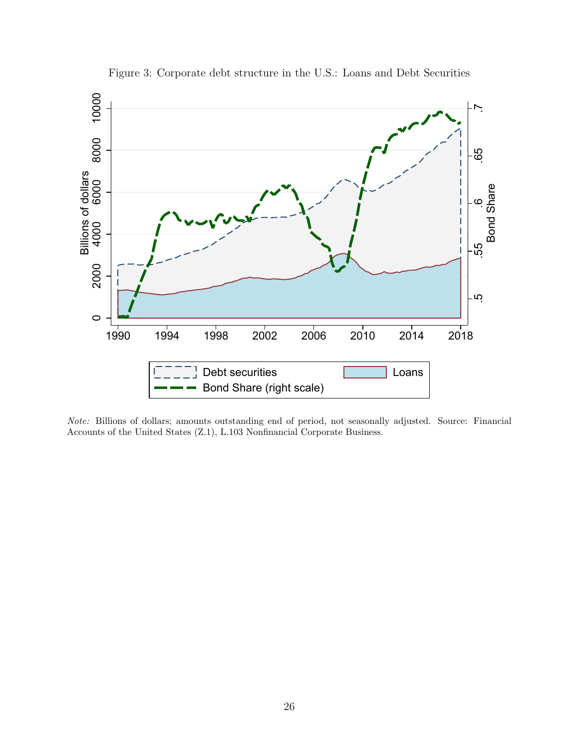Figure 3: Corporate debt structure in the U.S.: Loans and Debt Securities

*Note:* Billions of dollars; amounts outstanding end of period, not seasonally adjusted. Source: Financial Accounts of the United States (Z.1), L.103 Nonfinancial Corporate Business.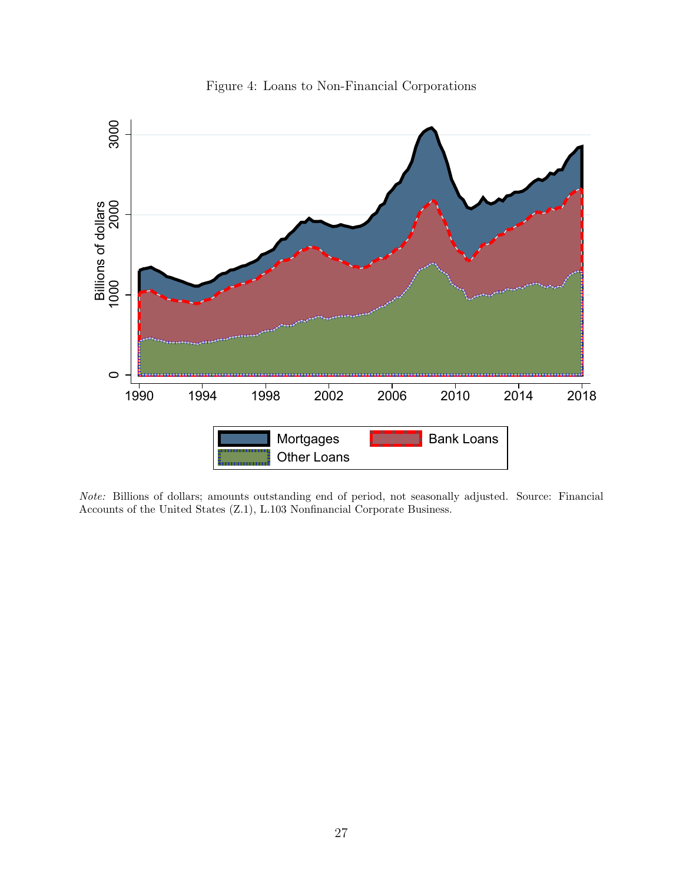Figure 4: Loans to Non-Financial Corporations

*Note:* Billions of dollars; amounts outstanding end of period, not seasonally adjusted. Source: Financial Accounts of the United States (Z.1), L.103 Nonfinancial Corporate Business.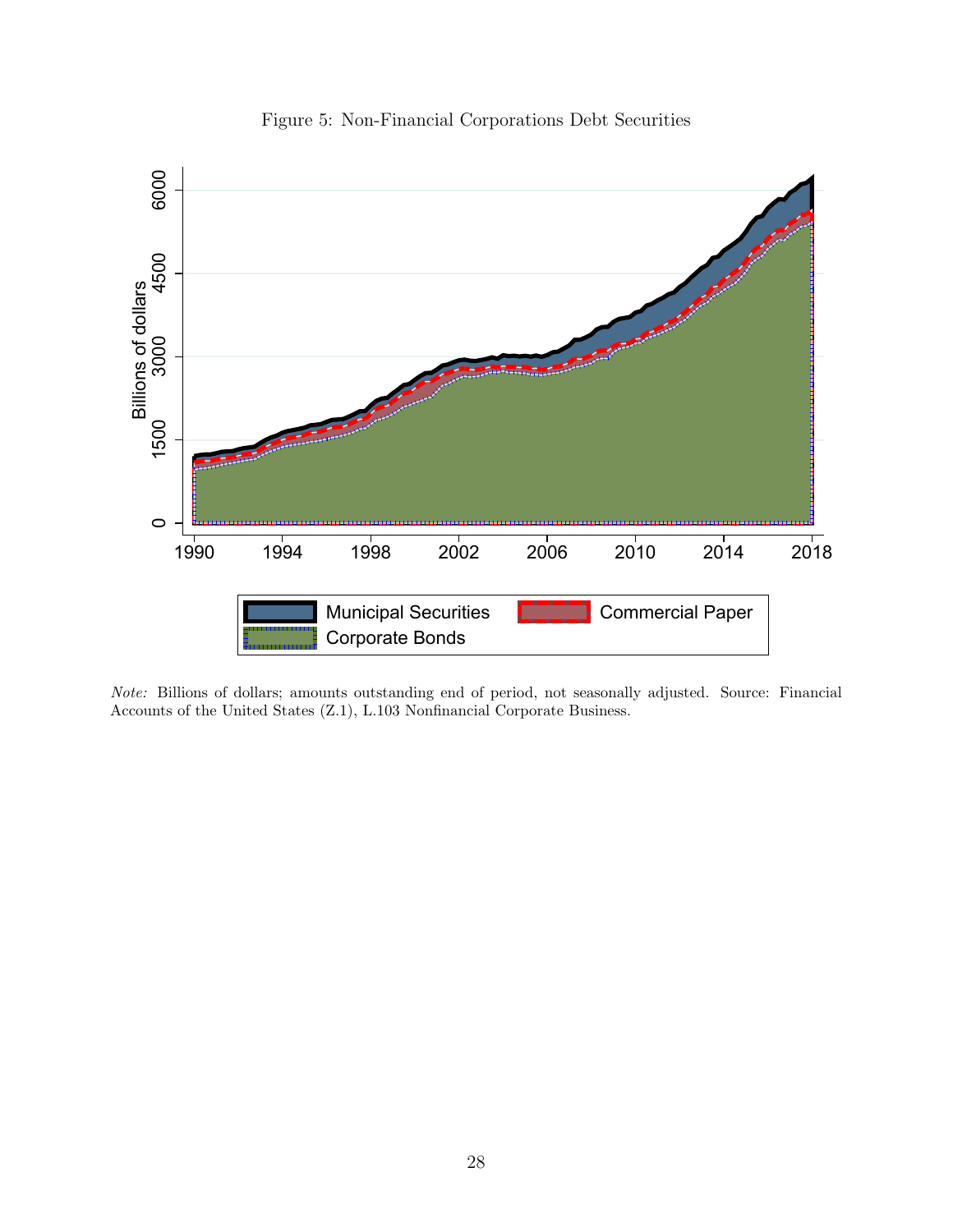Figure 5: Non-Financial Corporations Debt Securities

*Note:* Billions of dollars; amounts outstanding end of period, not seasonally adjusted. Source: Financial Accounts of the United States (Z.1), L.103 Nonfinancial Corporate Business.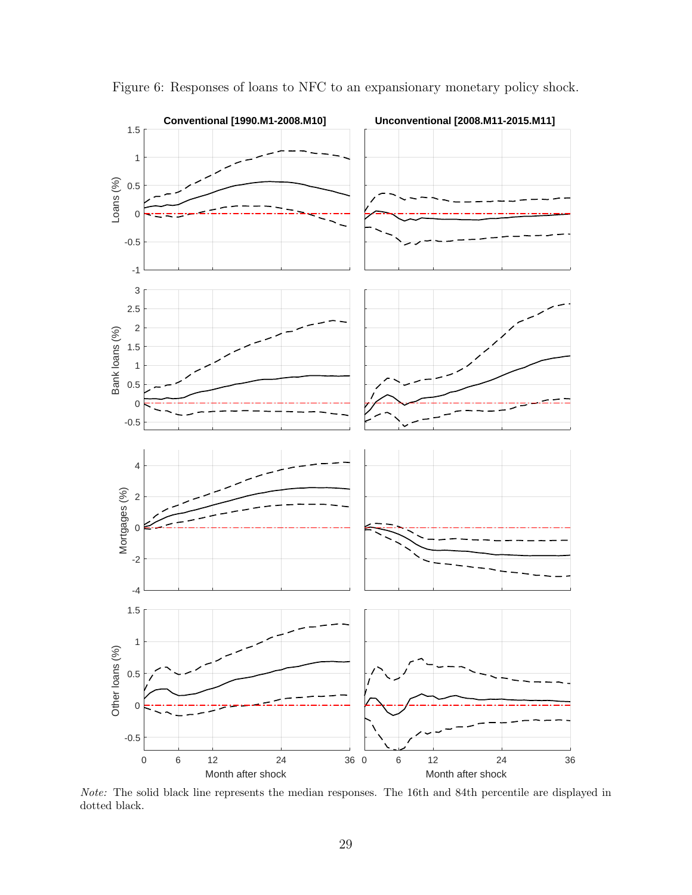Figure 6: Responses of loans to NFC to an expansionary monetary policy shock.

*Note:* The solid black line represents the median responses. The 16th and 84th percentile are displayed in dotted black.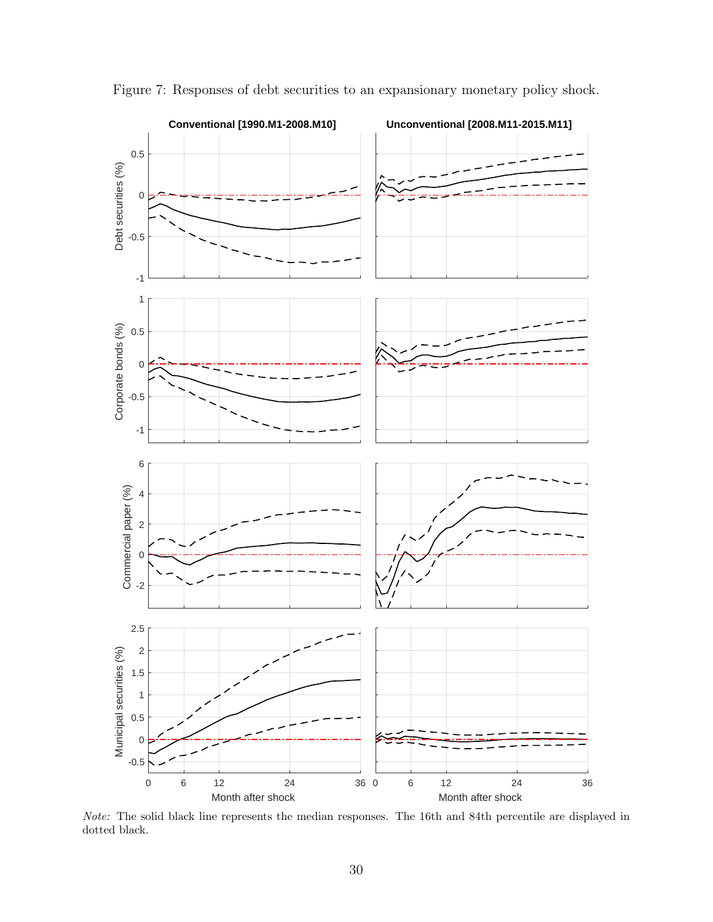Figure 7: Responses of debt securities to an expansionary monetary policy shock.

*Note:* The solid black line represents the median responses. The 16th and 84th percentile are displayed in dotted black.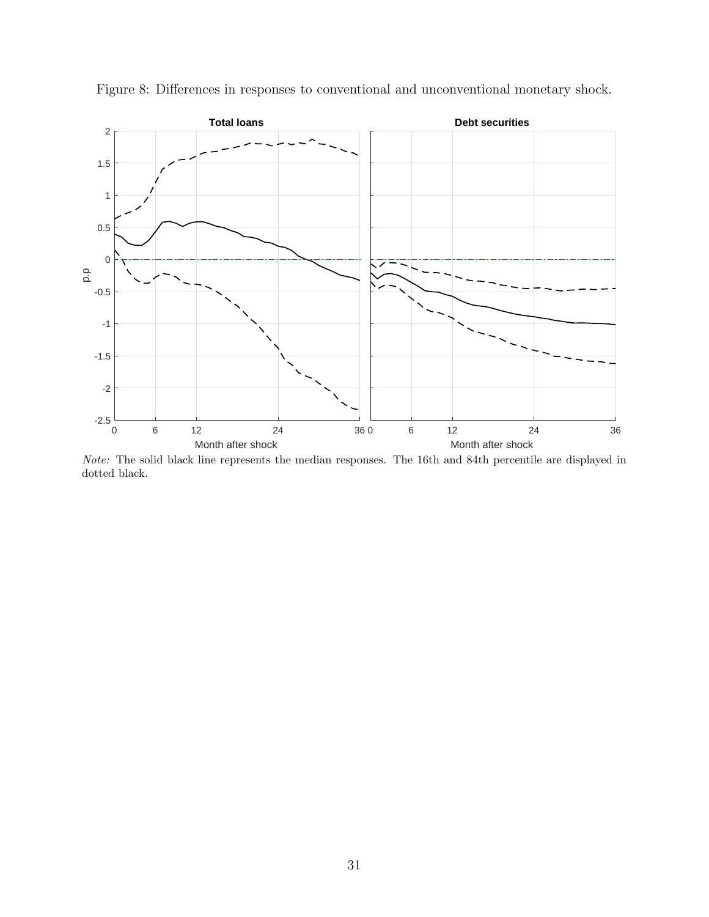Figure 8: Differences in responses to conventional and unconventional monetary shock.

*Note:* The solid black line represents the median responses. The 16th and 84th percentile are displayed in dotted black.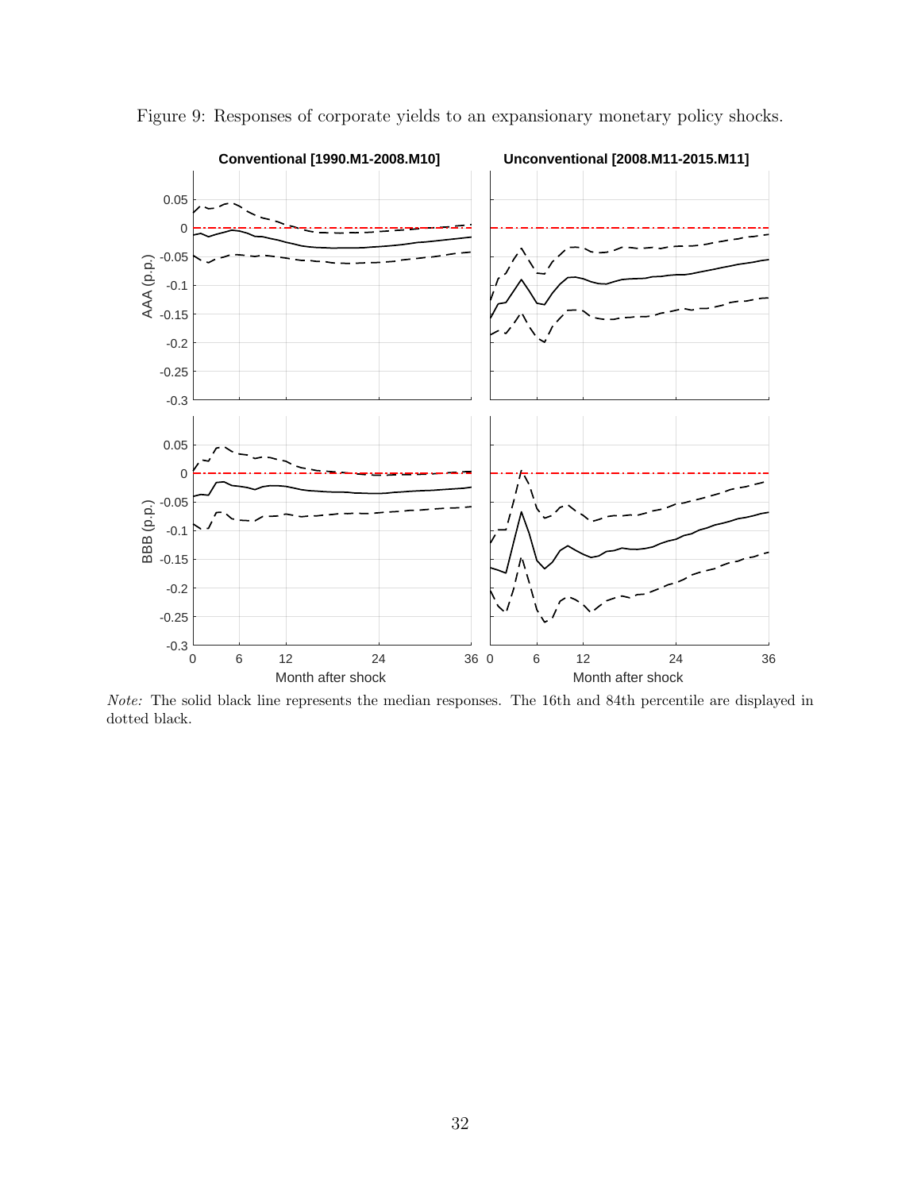Figure 9: Responses of corporate yields to an expansionary monetary policy shocks.

Conventional [1990.M1-2008.M10]

Unconventional [2008.M11-2015.M11]

AAA (p.p.)

BBB (p.p.)

0.05
0
-0.05
-0.1
-0.15
-0.2
-0.25
-0.3

0 6 12 24 36

Month after shock

*Note:* The solid black line represents the median responses. The 16th and 84th percentile are displayed in dotted black.